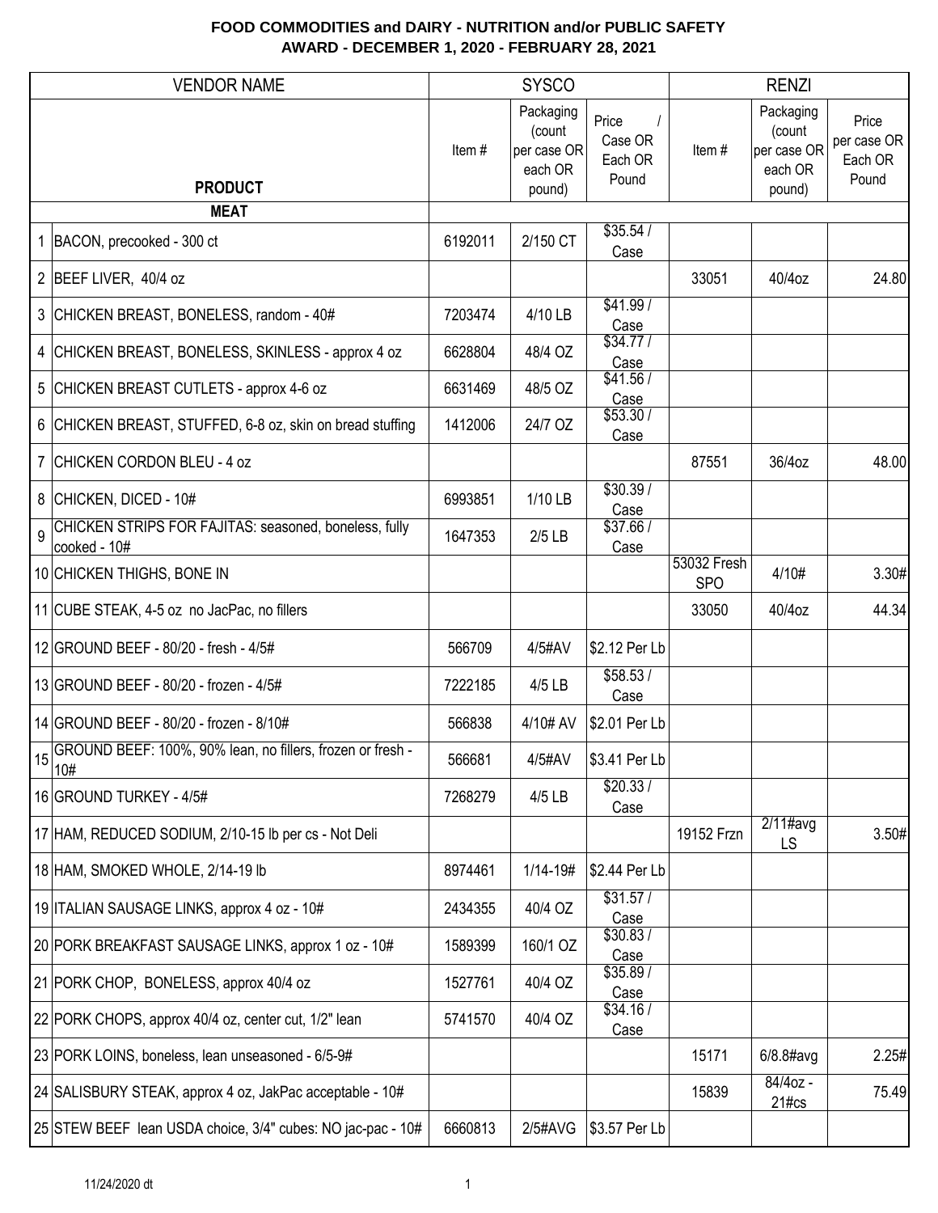**FOOD COMMODITIES and DAIRY - NUTRITION and/or PUBLIC SAFETY**
**AWARD - DECEMBER 1, 2020 - FEBRUARY 28, 2021**

| | VENDOR NAME | SYSCO | | | RENZI | | |
|---|---|---|---|---|---|---|---|
| | **PRODUCT** | Item # | Packaging (count per case OR each OR pound) | Price / Case OR Each OR Pound | Item # | Packaging (count per case OR each OR pound) | Price per case OR Each OR Pound |
| | **MEAT** | | | | | | |
| 1 | BACON, precooked - 300 ct | 6192011 | 2/150 CT | $35.54 / Case | | | |
| 2 | BEEF LIVER, 40/4 oz | | | | 33051 | 40/4oz | 24.80 |
| 3 | CHICKEN BREAST, BONELESS, random - 40# | 7203474 | 4/10 LB | $41.99 / Case | | | |
| 4 | CHICKEN BREAST, BONELESS, SKINLESS - approx 4 oz | 6628804 | 48/4 OZ | $34.77 / Case | | | |
| 5 | CHICKEN BREAST CUTLETS - approx 4-6 oz | 6631469 | 48/5 OZ | $41.56 / Case | | | |
| 6 | CHICKEN BREAST, STUFFED, 6-8 oz, skin on bread stuffing | 1412006 | 24/7 OZ | $53.30 / Case | | | |
| 7 | CHICKEN CORDON BLEU - 4 oz | | | | 87551 | 36/4oz | 48.00 |
| 8 | CHICKEN, DICED - 10# | 6993851 | 1/10 LB | $30.39 / Case | | | |
| 9 | CHICKEN STRIPS FOR FAJITAS: seasoned, boneless, fully cooked - 10# | 1647353 | 2/5 LB | $37.66 / Case | | | |
| 10 | CHICKEN THIGHS, BONE IN | | | | 53032 Fresh SPO | 4/10# | 3.30# |
| 11 | CUBE STEAK, 4-5 oz no JacPac, no fillers | | | | 33050 | 40/4oz | 44.34 |
| 12 | GROUND BEEF - 80/20 - fresh - 4/5# | 566709 | 4/5#AV | $2.12 Per Lb | | | |
| 13 | GROUND BEEF - 80/20 - frozen - 4/5# | 7222185 | 4/5 LB | $58.53 / Case | | | |
| 14 | GROUND BEEF - 80/20 - frozen - 8/10# | 566838 | 4/10# AV | $2.01 Per Lb | | | |
| 15 | GROUND BEEF: 100%, 90% lean, no fillers, frozen or fresh - 10# | 566681 | 4/5#AV | $3.41 Per Lb | | | |
| 16 | GROUND TURKEY - 4/5# | 7268279 | 4/5 LB | $20.33 / Case | | | |
| 17 | HAM, REDUCED SODIUM, 2/10-15 lb per cs - Not Deli | | | | 19152 Frzn | 2/11#avg LS | 3.50# |
| 18 | HAM, SMOKED WHOLE, 2/14-19 lb | 8974461 | 1/14-19# | $2.44 Per Lb | | | |
| 19 | ITALIAN SAUSAGE LINKS, approx 4 oz - 10# | 2434355 | 40/4 OZ | $31.57 / Case | | | |
| 20 | PORK BREAKFAST SAUSAGE LINKS, approx 1 oz - 10# | 1589399 | 160/1 OZ | $30.83 / Case | | | |
| 21 | PORK CHOP, BONELESS, approx 40/4 oz | 1527761 | 40/4 OZ | $35.89 / Case | | | |
| 22 | PORK CHOPS, approx 40/4 oz, center cut, 1/2" lean | 5741570 | 40/4 OZ | $34.16 / Case | | | |
| 23 | PORK LOINS, boneless, lean unseasoned - 6/5-9# | | | | 15171 | 6/8.8#avg | 2.25# |
| 24 | SALISBURY STEAK, approx 4 oz, JakPac acceptable - 10# | | | | 15839 | 84/4oz - 21#cs | 75.49 |
| 25 | STEW BEEF lean USDA choice, 3/4" cubes: NO jac-pac - 10# | 6660813 | 2/5#AVG | $3.57 Per Lb | | | |

11/24/2020 dt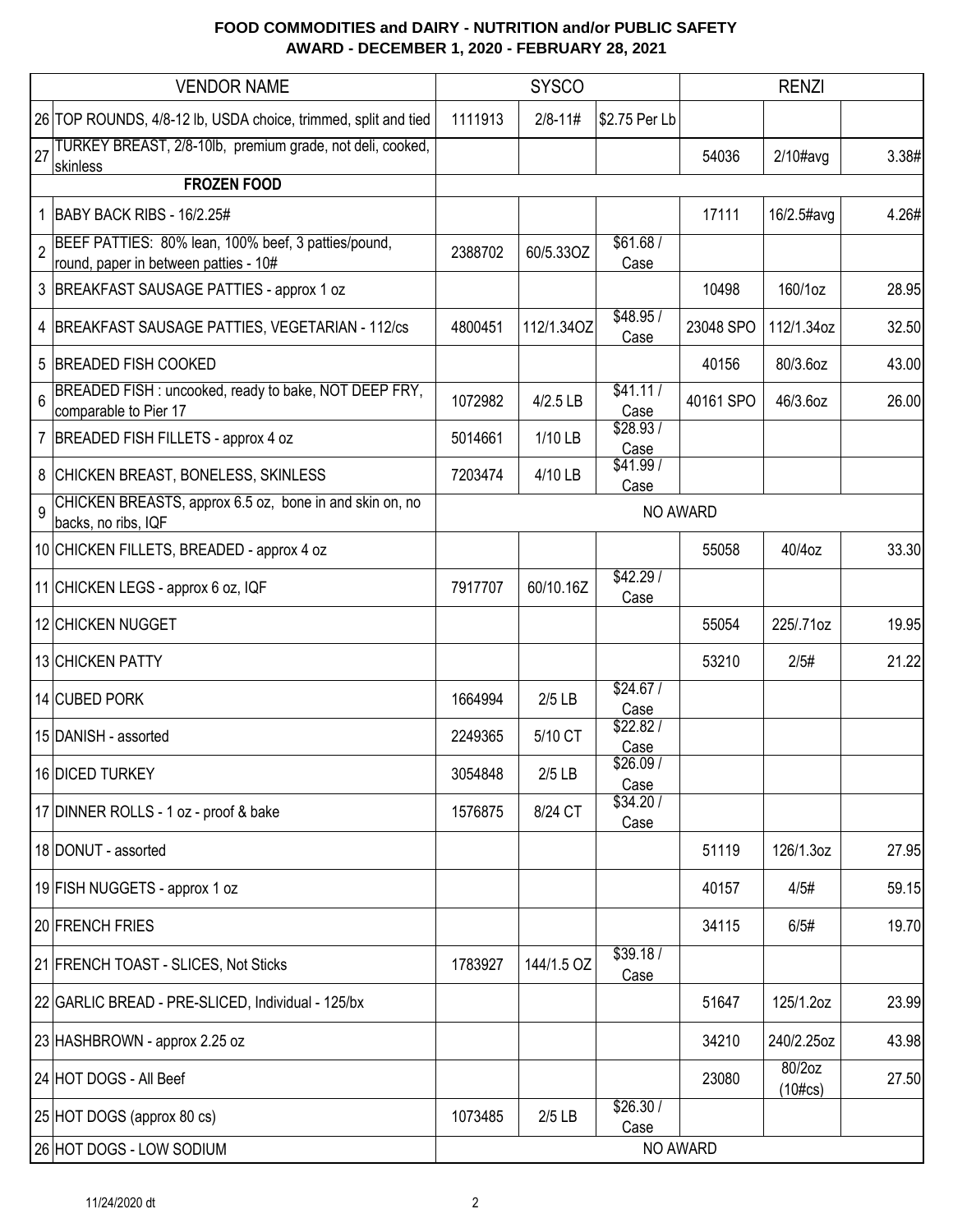**FOOD COMMODITIES and DAIRY - NUTRITION and/or PUBLIC SAFETY**
**AWARD - DECEMBER 1, 2020 - FEBRUARY 28, 2021**

| | VENDOR NAME | SYSCO | | | RENZI | | |
|---|---|---|---|---|---|---|---|
| 26 | TOP ROUNDS, 4/8-12 lb, USDA choice, trimmed, split and tied | 1111913 | 2/8-11# | $2.75 Per Lb | | | |
| 27 | TURKEY BREAST, 2/8-10lb, premium grade, not deli, cooked, skinless | | | | 54036 | 2/10#avg | 3.38# |
| | **FROZEN FOOD** | | | | | | |
| 1 | BABY BACK RIBS - 16/2.25# | | | | 17111 | 16/2.5#avg | 4.26# |
| 2 | BEEF PATTIES: 80% lean, 100% beef, 3 patties/pound, round, paper in between patties - 10# | 2388702 | 60/5.33OZ | $61.68 / Case | | | |
| 3 | BREAKFAST SAUSAGE PATTIES - approx 1 oz | | | | 10498 | 160/1oz | 28.95 |
| 4 | BREAKFAST SAUSAGE PATTIES, VEGETARIAN - 112/cs | 4800451 | 112/1.34OZ | $48.95 / Case | 23048 SPO | 112/1.34oz | 32.50 |
| 5 | BREADED FISH COOKED | | | | 40156 | 80/3.6oz | 43.00 |
| 6 | BREADED FISH : uncooked, ready to bake, NOT DEEP FRY, comparable to Pier 17 | 1072982 | 4/2.5 LB | $41.11 / Case | 40161 SPO | 46/3.6oz | 26.00 |
| 7 | BREADED FISH FILLETS - approx 4 oz | 5014661 | 1/10 LB | $28.93 / Case | | | |
| 8 | CHICKEN BREAST, BONELESS, SKINLESS | 7203474 | 4/10 LB | $41.99 / Case | | | |
| 9 | CHICKEN BREASTS, approx 6.5 oz, bone in and skin on, no backs, no ribs, IQF | NO AWARD | | | | | |
| 10 | CHICKEN FILLETS, BREADED - approx 4 oz | | | | 55058 | 40/4oz | 33.30 |
| 11 | CHICKEN LEGS - approx 6 oz, IQF | 7917707 | 60/10.16Z | $42.29 / Case | | | |
| 12 | CHICKEN NUGGET | | | | 55054 | 225/.71oz | 19.95 |
| 13 | CHICKEN PATTY | | | | 53210 | 2/5# | 21.22 |
| 14 | CUBED PORK | 1664994 | 2/5 LB | $24.67 / Case | | | |
| 15 | DANISH - assorted | 2249365 | 5/10 CT | $22.82 / Case | | | |
| 16 | DICED TURKEY | 3054848 | 2/5 LB | $26.09 / Case | | | |
| 17 | DINNER ROLLS - 1 oz - proof & bake | 1576875 | 8/24 CT | $34.20 / Case | | | |
| 18 | DONUT - assorted | | | | 51119 | 126/1.3oz | 27.95 |
| 19 | FISH NUGGETS - approx 1 oz | | | | 40157 | 4/5# | 59.15 |
| 20 | FRENCH FRIES | | | | 34115 | 6/5# | 19.70 |
| 21 | FRENCH TOAST - SLICES, Not Sticks | 1783927 | 144/1.5 OZ | $39.18 / Case | | | |
| 22 | GARLIC BREAD - PRE-SLICED, Individual - 125/bx | | | | 51647 | 125/1.2oz | 23.99 |
| 23 | HASHBROWN - approx 2.25 oz | | | | 34210 | 240/2.25oz | 43.98 |
| 24 | HOT DOGS - All Beef | | | | 23080 | 80/2oz (10#cs) | 27.50 |
| 25 | HOT DOGS (approx 80 cs) | 1073485 | 2/5 LB | $26.30 / Case | | | |
| 26 | HOT DOGS - LOW SODIUM | NO AWARD | | | | | |

11/24/2020 dt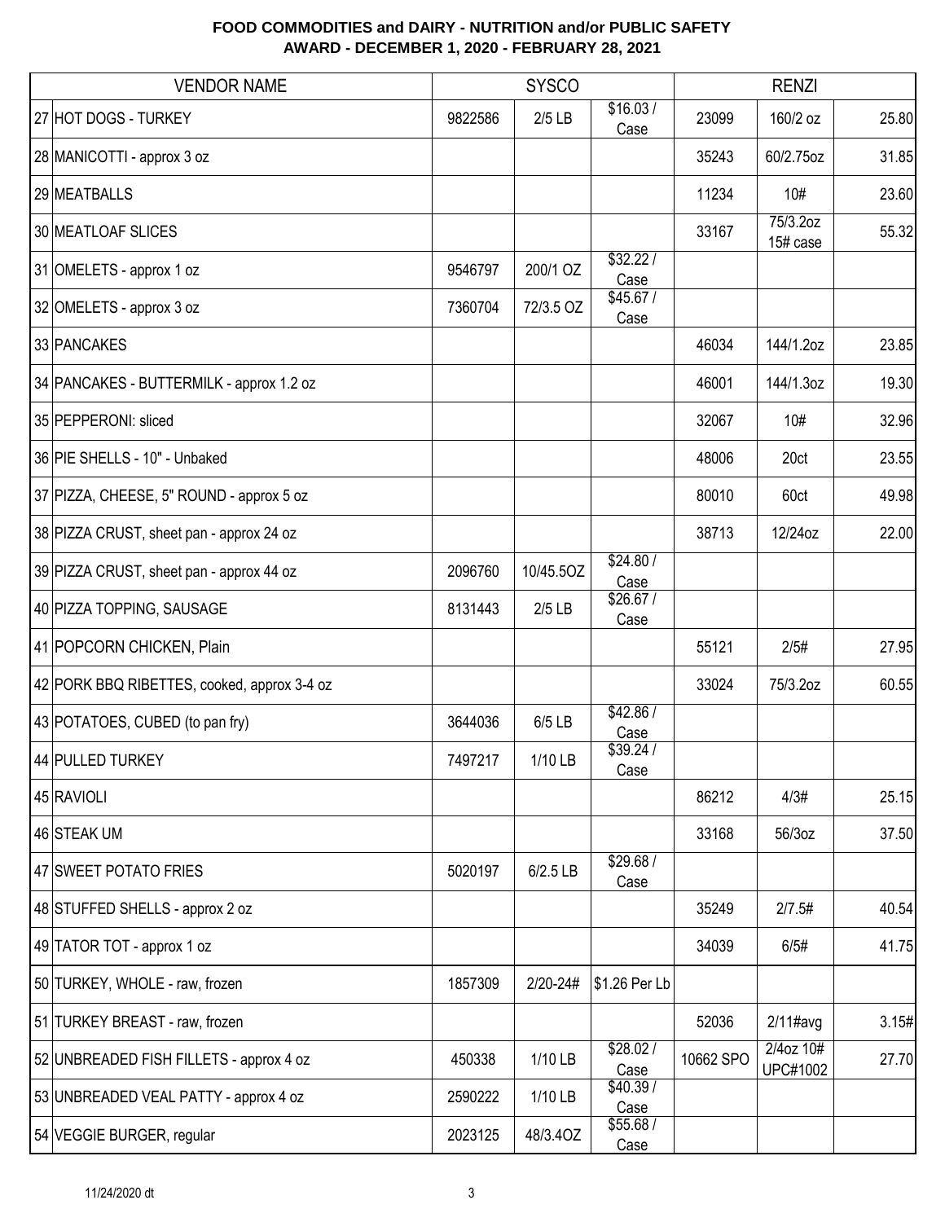**FOOD COMMODITIES and DAIRY - NUTRITION and/or PUBLIC SAFETY**
**AWARD - DECEMBER 1, 2020 - FEBRUARY 28, 2021**

| | VENDOR NAME | SYSCO | | | RENZI | | |
|---|---|---|---|---|---|---|---|
| 27 | HOT DOGS - TURKEY | 9822586 | 2/5 LB | $16.03 / Case | 23099 | 160/2 oz | 25.80 |
| 28 | MANICOTTI - approx 3 oz | | | | 35243 | 60/2.75oz | 31.85 |
| 29 | MEATBALLS | | | | 11234 | 10# | 23.60 |
| 30 | MEATLOAF SLICES | | | | 33167 | 75/3.2oz 15# case | 55.32 |
| 31 | OMELETS - approx 1 oz | 9546797 | 200/1 OZ | $32.22 / Case | | | |
| 32 | OMELETS - approx 3 oz | 7360704 | 72/3.5 OZ | $45.67 / Case | | | |
| 33 | PANCAKES | | | | 46034 | 144/1.2oz | 23.85 |
| 34 | PANCAKES - BUTTERMILK - approx 1.2 oz | | | | 46001 | 144/1.3oz | 19.30 |
| 35 | PEPPERONI: sliced | | | | 32067 | 10# | 32.96 |
| 36 | PIE SHELLS - 10" - Unbaked | | | | 48006 | 20ct | 23.55 |
| 37 | PIZZA, CHEESE, 5" ROUND - approx 5 oz | | | | 80010 | 60ct | 49.98 |
| 38 | PIZZA CRUST, sheet pan - approx 24 oz | | | | 38713 | 12/24oz | 22.00 |
| 39 | PIZZA CRUST, sheet pan - approx 44 oz | 2096760 | 10/45.5OZ | $24.80 / Case | | | |
| 40 | PIZZA TOPPING, SAUSAGE | 8131443 | 2/5 LB | $26.67 / Case | | | |
| 41 | POPCORN CHICKEN, Plain | | | | 55121 | 2/5# | 27.95 |
| 42 | PORK BBQ RIBETTES, cooked, approx 3-4 oz | | | | 33024 | 75/3.2oz | 60.55 |
| 43 | POTATOES, CUBED (to pan fry) | 3644036 | 6/5 LB | $42.86 / Case | | | |
| 44 | PULLED TURKEY | 7497217 | 1/10 LB | $39.24 / Case | | | |
| 45 | RAVIOLI | | | | 86212 | 4/3# | 25.15 |
| 46 | STEAK UM | | | | 33168 | 56/3oz | 37.50 |
| 47 | SWEET POTATO FRIES | 5020197 | 6/2.5 LB | $29.68 / Case | | | |
| 48 | STUFFED SHELLS - approx 2 oz | | | | 35249 | 2/7.5# | 40.54 |
| 49 | TATOR TOT - approx 1 oz | | | | 34039 | 6/5# | 41.75 |
| 50 | TURKEY, WHOLE - raw, frozen | 1857309 | 2/20-24# | $1.26 Per Lb | | | |
| 51 | TURKEY BREAST - raw, frozen | | | | 52036 | 2/11#avg | 3.15# |
| 52 | UNBREADED FISH FILLETS - approx 4 oz | 450338 | 1/10 LB | $28.02 / Case | 10662 SPO | 2/4oz 10# UPC#1002 | 27.70 |
| 53 | UNBREADED VEAL PATTY - approx 4 oz | 2590222 | 1/10 LB | $40.39 / Case | | | |
| 54 | VEGGIE BURGER, regular | 2023125 | 48/3.4OZ | $55.68 / Case | | | |

11/24/2020 dt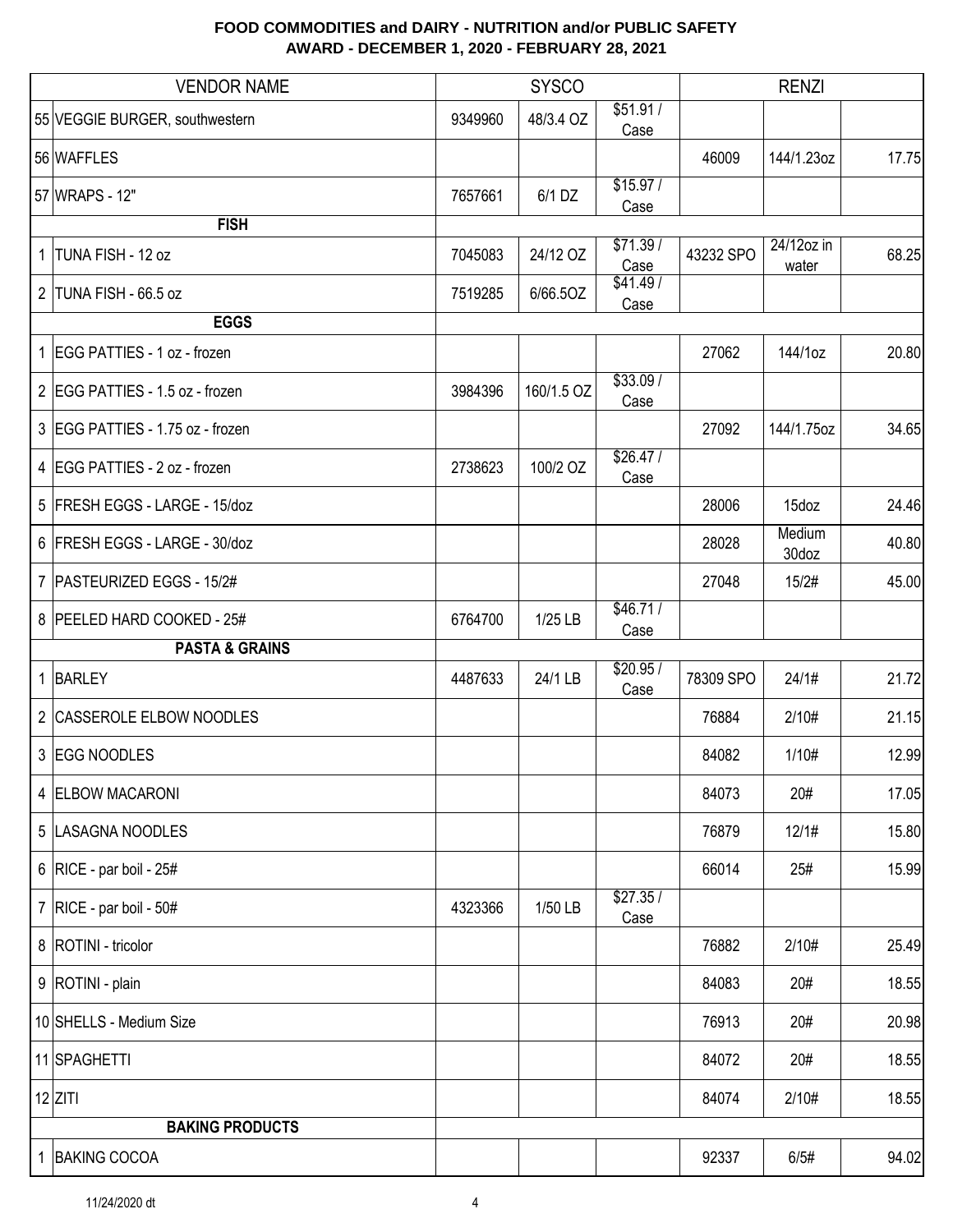**FOOD COMMODITIES and DAIRY - NUTRITION and/or PUBLIC SAFETY**
**AWARD - DECEMBER 1, 2020 - FEBRUARY 28, 2021**

| VENDOR NAME | SYSCO | | | RENZI | | |
|---|---|---|---|---|---|---|
| 55 VEGGIE BURGER, southwestern | 9349960 | 48/3.4 OZ | $51.91 / Case | | | |
| 56 WAFFLES | | | | 46009 | 144/1.23oz | 17.75 |
| 57 WRAPS - 12" | 7657661 | 6/1 DZ | $15.97 / Case | | | |
| **FISH** | | | | | | |
| 1 TUNA FISH - 12 oz | 7045083 | 24/12 OZ | $71.39 / Case | 43232 SPO | 24/12oz in water | 68.25 |
| 2 TUNA FISH - 66.5 oz | 7519285 | 6/66.5OZ | $41.49 / Case | | | |
| **EGGS** | | | | | | |
| 1 EGG PATTIES - 1 oz - frozen | | | | 27062 | 144/1oz | 20.80 |
| 2 EGG PATTIES - 1.5 oz - frozen | 3984396 | 160/1.5 OZ | $33.09 / Case | | | |
| 3 EGG PATTIES - 1.75 oz - frozen | | | | 27092 | 144/1.75oz | 34.65 |
| 4 EGG PATTIES - 2 oz - frozen | 2738623 | 100/2 OZ | $26.47 / Case | | | |
| 5 FRESH EGGS - LARGE - 15/doz | | | | 28006 | 15doz | 24.46 |
| 6 FRESH EGGS - LARGE - 30/doz | | | | 28028 | Medium 30doz | 40.80 |
| 7 PASTEURIZED EGGS - 15/2# | | | | 27048 | 15/2# | 45.00 |
| 8 PEELED HARD COOKED - 25# | 6764700 | 1/25 LB | $46.71 / Case | | | |
| **PASTA & GRAINS** | | | | | | |
| 1 BARLEY | 4487633 | 24/1 LB | $20.95 / Case | 78309 SPO | 24/1# | 21.72 |
| 2 CASSEROLE ELBOW NOODLES | | | | 76884 | 2/10# | 21.15 |
| 3 EGG NOODLES | | | | 84082 | 1/10# | 12.99 |
| 4 ELBOW MACARONI | | | | 84073 | 20# | 17.05 |
| 5 LASAGNA NOODLES | | | | 76879 | 12/1# | 15.80 |
| 6 RICE - par boil - 25# | | | | 66014 | 25# | 15.99 |
| 7 RICE - par boil - 50# | 4323366 | 1/50 LB | $27.35 / Case | | | |
| 8 ROTINI - tricolor | | | | 76882 | 2/10# | 25.49 |
| 9 ROTINI - plain | | | | 84083 | 20# | 18.55 |
| 10 SHELLS - Medium Size | | | | 76913 | 20# | 20.98 |
| 11 SPAGHETTI | | | | 84072 | 20# | 18.55 |
| 12 ZITI | | | | 84074 | 2/10# | 18.55 |
| **BAKING PRODUCTS** | | | | | | |
| 1 BAKING COCOA | | | | 92337 | 6/5# | 94.02 |

11/24/2020 dt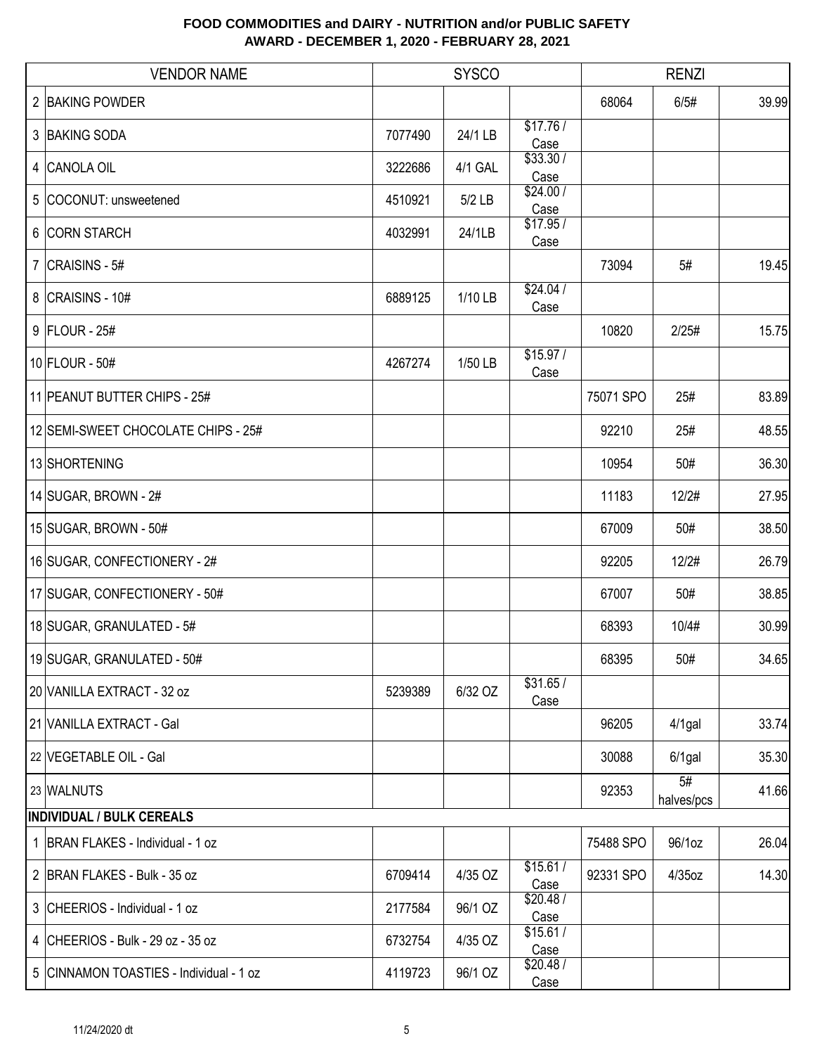# FOOD COMMODITIES and DAIRY - NUTRITION and/or PUBLIC SAFETY
## AWARD - DECEMBER 1, 2020 - FEBRUARY 28, 2021

| | VENDOR NAME | SYSCO | | | RENZI | | |
|---|---|---|---|---|---|---|---|
| 2 | BAKING POWDER | | | | 68064 | 6/5# | 39.99 |
| 3 | BAKING SODA | 7077490 | 24/1 LB | $17.76 / Case | | | |
| 4 | CANOLA OIL | 3222686 | 4/1 GAL | $33.30 / Case | | | |
| 5 | COCONUT: unsweetened | 4510921 | 5/2 LB | $24.00 / Case | | | |
| 6 | CORN STARCH | 4032991 | 24/1LB | $17.95 / Case | | | |
| 7 | CRAISINS - 5# | | | | 73094 | 5# | 19.45 |
| 8 | CRAISINS - 10# | 6889125 | 1/10 LB | $24.04 / Case | | | |
| 9 | FLOUR - 25# | | | | 10820 | 2/25# | 15.75 |
| 10 | FLOUR - 50# | 4267274 | 1/50 LB | $15.97 / Case | | | |
| 11 | PEANUT BUTTER CHIPS - 25# | | | | 75071 SPO | 25# | 83.89 |
| 12 | SEMI-SWEET CHOCOLATE CHIPS - 25# | | | | 92210 | 25# | 48.55 |
| 13 | SHORTENING | | | | 10954 | 50# | 36.30 |
| 14 | SUGAR, BROWN - 2# | | | | 11183 | 12/2# | 27.95 |
| 15 | SUGAR, BROWN - 50# | | | | 67009 | 50# | 38.50 |
| 16 | SUGAR, CONFECTIONERY - 2# | | | | 92205 | 12/2# | 26.79 |
| 17 | SUGAR, CONFECTIONERY - 50# | | | | 67007 | 50# | 38.85 |
| 18 | SUGAR, GRANULATED - 5# | | | | 68393 | 10/4# | 30.99 |
| 19 | SUGAR, GRANULATED - 50# | | | | 68395 | 50# | 34.65 |
| 20 | VANILLA EXTRACT - 32 oz | 5239389 | 6/32 OZ | $31.65 / Case | | | |
| 21 | VANILLA EXTRACT - Gal | | | | 96205 | 4/1gal | 33.74 |
| 22 | VEGETABLE OIL - Gal | | | | 30088 | 6/1gal | 35.30 |
| 23 | WALNUTS | | | | 92353 | 5# halves/pcs | 41.66 |
| **INDIVIDUAL / BULK CEREALS** | | | | | | | |
| 1 | BRAN FLAKES - Individual - 1 oz | | | | 75488 SPO | 96/1oz | 26.04 |
| 2 | BRAN FLAKES - Bulk - 35 oz | 6709414 | 4/35 OZ | $15.61 / Case | 92331 SPO | 4/35oz | 14.30 |
| 3 | CHEERIOS - Individual - 1 oz | 2177584 | 96/1 OZ | $20.48 / Case | | | |
| 4 | CHEERIOS - Bulk - 29 oz - 35 oz | 6732754 | 4/35 OZ | $15.61 / Case | | | |
| 5 | CINNAMON TOASTIES - Individual - 1 oz | 4119723 | 96/1 OZ | $20.48 / Case | | | |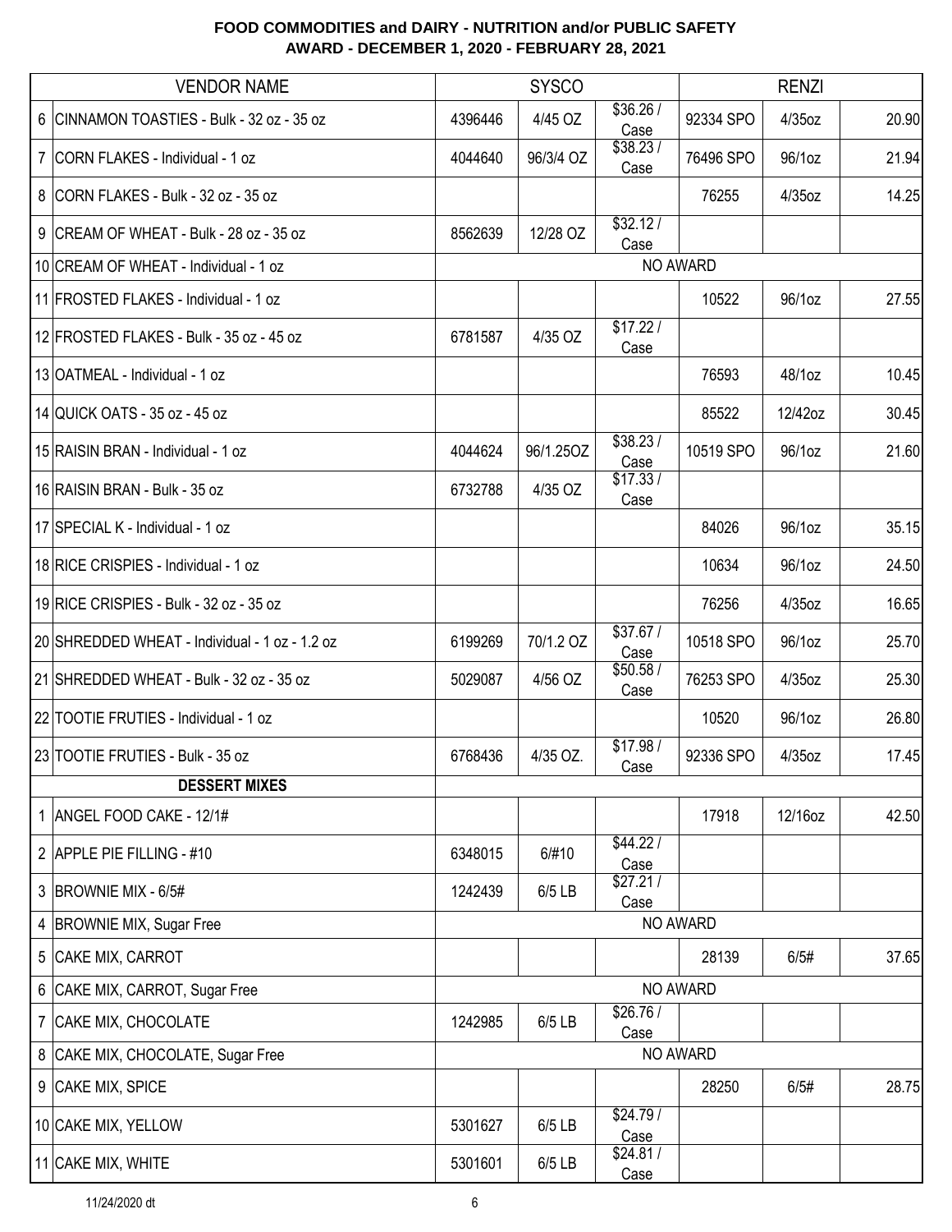**FOOD COMMODITIES and DAIRY - NUTRITION and/or PUBLIC SAFETY**
**AWARD - DECEMBER 1, 2020 - FEBRUARY 28, 2021**

| | VENDOR NAME | SYSCO | | | RENZI | | |
|---|---|---|---|---|---|---|---|
| 6 | CINNAMON TOASTIES - Bulk - 32 oz - 35 oz | 4396446 | 4/45 OZ | $36.26 / Case | 92334 SPO | 4/35oz | 20.90 |
| 7 | CORN FLAKES - Individual - 1 oz | 4044640 | 96/3/4 OZ | $38.23 / Case | 76496 SPO | 96/1oz | 21.94 |
| 8 | CORN FLAKES - Bulk - 32 oz - 35 oz | | | | 76255 | 4/35oz | 14.25 |
| 9 | CREAM OF WHEAT - Bulk - 28 oz - 35 oz | 8562639 | 12/28 OZ | $32.12 / Case | | | |
| 10 | CREAM OF WHEAT - Individual - 1 oz | NO AWARD | | | | | |
| 11 | FROSTED FLAKES - Individual - 1 oz | | | | 10522 | 96/1oz | 27.55 |
| 12 | FROSTED FLAKES - Bulk - 35 oz - 45 oz | 6781587 | 4/35 OZ | $17.22 / Case | | | |
| 13 | OATMEAL - Individual - 1 oz | | | | 76593 | 48/1oz | 10.45 |
| 14 | QUICK OATS - 35 oz - 45 oz | | | | 85522 | 12/42oz | 30.45 |
| 15 | RAISIN BRAN - Individual - 1 oz | 4044624 | 96/1.25OZ | $38.23 / Case | 10519 SPO | 96/1oz | 21.60 |
| 16 | RAISIN BRAN - Bulk - 35 oz | 6732788 | 4/35 OZ | $17.33 / Case | | | |
| 17 | SPECIAL K - Individual - 1 oz | | | | 84026 | 96/1oz | 35.15 |
| 18 | RICE CRISPIES - Individual - 1 oz | | | | 10634 | 96/1oz | 24.50 |
| 19 | RICE CRISPIES - Bulk - 32 oz - 35 oz | | | | 76256 | 4/35oz | 16.65 |
| 20 | SHREDDED WHEAT - Individual - 1 oz - 1.2 oz | 6199269 | 70/1.2 OZ | $37.67 / Case | 10518 SPO | 96/1oz | 25.70 |
| 21 | SHREDDED WHEAT - Bulk - 32 oz - 35 oz | 5029087 | 4/56 OZ | $50.58 / Case | 76253 SPO | 4/35oz | 25.30 |
| 22 | TOOTIE FRUTIES - Individual - 1 oz | | | | 10520 | 96/1oz | 26.80 |
| 23 | TOOTIE FRUTIES - Bulk - 35 oz | 6768436 | 4/35 OZ. | $17.98 / Case | 92336 SPO | 4/35oz | 17.45 |
| | **DESSERT MIXES** | | | | | | |
| 1 | ANGEL FOOD CAKE - 12/1# | | | | 17918 | 12/16oz | 42.50 |
| 2 | APPLE PIE FILLING - #10 | 6348015 | 6/#10 | $44.22 / Case | | | |
| 3 | BROWNIE MIX - 6/5# | 1242439 | 6/5 LB | $27.21 / Case | | | |
| 4 | BROWNIE MIX, Sugar Free | NO AWARD | | | | | |
| 5 | CAKE MIX, CARROT | | | | 28139 | 6/5# | 37.65 |
| 6 | CAKE MIX, CARROT, Sugar Free | NO AWARD | | | | | |
| 7 | CAKE MIX, CHOCOLATE | 1242985 | 6/5 LB | $26.76 / Case | | | |
| 8 | CAKE MIX, CHOCOLATE, Sugar Free | NO AWARD | | | | | |
| 9 | CAKE MIX, SPICE | | | | 28250 | 6/5# | 28.75 |
| 10 | CAKE MIX, YELLOW | 5301627 | 6/5 LB | $24.79 / Case | | | |
| 11 | CAKE MIX, WHITE | 5301601 | 6/5 LB | $24.81 / Case | | | |

11/24/2020 dt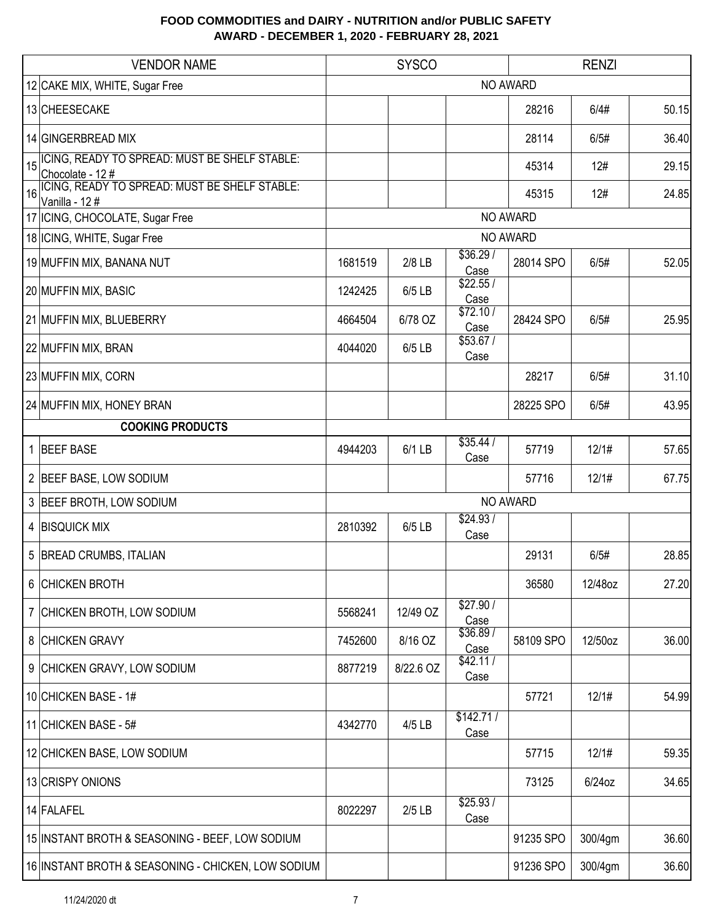# FOOD COMMODITIES and DAIRY - NUTRITION and/or PUBLIC SAFETY
## AWARD - DECEMBER 1, 2020 - FEBRUARY 28, 2021

| | VENDOR NAME | SYSCO | | | RENZI | | |
|---|---|---|---|---|---|---|---|
| 12 | CAKE MIX, WHITE, Sugar Free | NO AWARD | | | | | |
| 13 | CHEESECAKE | | | | 28216 | 6/4# | 50.15 |
| 14 | GINGERBREAD MIX | | | | 28114 | 6/5# | 36.40 |
| 15 | ICING, READY TO SPREAD: MUST BE SHELF STABLE: Chocolate - 12 # | | | | 45314 | 12# | 29.15 |
| 16 | ICING, READY TO SPREAD: MUST BE SHELF STABLE: Vanilla - 12 # | | | | 45315 | 12# | 24.85 |
| 17 | ICING, CHOCOLATE, Sugar Free | NO AWARD | | | | | |
| 18 | ICING, WHITE, Sugar Free | NO AWARD | | | | | |
| 19 | MUFFIN MIX, BANANA NUT | 1681519 | 2/8 LB | $36.29 / Case | 28014 SPO | 6/5# | 52.05 |
| 20 | MUFFIN MIX, BASIC | 1242425 | 6/5 LB | $22.55 / Case | | | |
| 21 | MUFFIN MIX, BLUEBERRY | 4664504 | 6/78 OZ | $72.10 / Case | 28424 SPO | 6/5# | 25.95 |
| 22 | MUFFIN MIX, BRAN | 4044020 | 6/5 LB | $53.67 / Case | | | |
| 23 | MUFFIN MIX, CORN | | | | 28217 | 6/5# | 31.10 |
| 24 | MUFFIN MIX, HONEY BRAN | | | | 28225 SPO | 6/5# | 43.95 |
| | **COOKING PRODUCTS** | | | | | | |
| 1 | BEEF BASE | 4944203 | 6/1 LB | $35.44 / Case | 57719 | 12/1# | 57.65 |
| 2 | BEEF BASE, LOW SODIUM | | | | 57716 | 12/1# | 67.75 |
| 3 | BEEF BROTH, LOW SODIUM | NO AWARD | | | | | |
| 4 | BISQUICK MIX | 2810392 | 6/5 LB | $24.93 / Case | | | |
| 5 | BREAD CRUMBS, ITALIAN | | | | 29131 | 6/5# | 28.85 |
| 6 | CHICKEN BROTH | | | | 36580 | 12/48oz | 27.20 |
| 7 | CHICKEN BROTH, LOW SODIUM | 5568241 | 12/49 OZ | $27.90 / Case | | | |
| 8 | CHICKEN GRAVY | 7452600 | 8/16 OZ | $36.89 / Case | 58109 SPO | 12/50oz | 36.00 |
| 9 | CHICKEN GRAVY, LOW SODIUM | 8877219 | 8/22.6 OZ | $42.11 / Case | | | |
| 10 | CHICKEN BASE - 1# | | | | 57721 | 12/1# | 54.99 |
| 11 | CHICKEN BASE - 5# | 4342770 | 4/5 LB | $142.71 / Case | | | |
| 12 | CHICKEN BASE, LOW SODIUM | | | | 57715 | 12/1# | 59.35 |
| 13 | CRISPY ONIONS | | | | 73125 | 6/24oz | 34.65 |
| 14 | FALAFEL | 8022297 | 2/5 LB | $25.93 / Case | | | |
| 15 | INSTANT BROTH & SEASONING - BEEF, LOW SODIUM | | | | 91235 SPO | 300/4gm | 36.60 |
| 16 | INSTANT BROTH & SEASONING - CHICKEN, LOW SODIUM | | | | 91236 SPO | 300/4gm | 36.60 |

11/24/2020 dt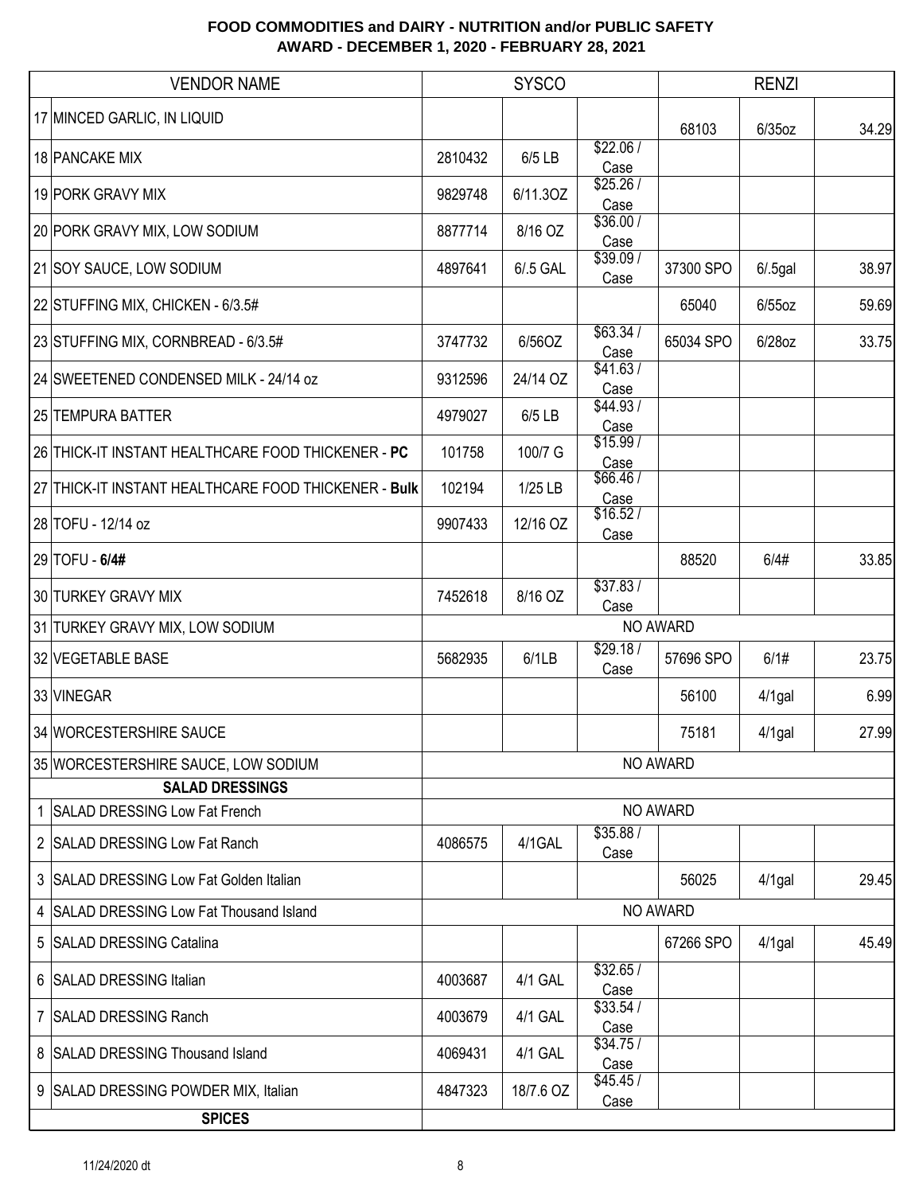# FOOD COMMODITIES and DAIRY - NUTRITION and/or PUBLIC SAFETY
## AWARD - DECEMBER 1, 2020 - FEBRUARY 28, 2021

| | VENDOR NAME | SYSCO | | | RENZI | | |
|---|---|---|---|---|---|---|---|
| 17 | MINCED GARLIC, IN LIQUID | | | | 68103 | 6/35oz | 34.29 |
| 18 | PANCAKE MIX | 2810432 | 6/5 LB | $22.06 / Case | | | |
| 19 | PORK GRAVY MIX | 9829748 | 6/11.3OZ | $25.26 / Case | | | |
| 20 | PORK GRAVY MIX, LOW SODIUM | 8877714 | 8/16 OZ | $36.00 / Case | | | |
| 21 | SOY SAUCE, LOW SODIUM | 4897641 | 6/.5 GAL | $39.09 / Case | 37300 SPO | 6/.5gal | 38.97 |
| 22 | STUFFING MIX, CHICKEN - 6/3.5# | | | | 65040 | 6/55oz | 59.69 |
| 23 | STUFFING MIX, CORNBREAD - 6/3.5# | 3747732 | 6/56OZ | $63.34 / Case | 65034 SPO | 6/28oz | 33.75 |
| 24 | SWEETENED CONDENSED MILK - 24/14 oz | 9312596 | 24/14 OZ | $41.63 / Case | | | |
| 25 | TEMPURA BATTER | 4979027 | 6/5 LB | $44.93 / Case | | | |
| 26 | THICK-IT INSTANT HEALTHCARE FOOD THICKENER - **PC** | 101758 | 100/7 G | $15.99 / Case | | | |
| 27 | THICK-IT INSTANT HEALTHCARE FOOD THICKENER - **Bulk** | 102194 | 1/25 LB | $66.46 / Case | | | |
| 28 | TOFU - 12/14 oz | 9907433 | 12/16 OZ | $16.52 / Case | | | |
| 29 | TOFU - **6/4#** | | | | 88520 | 6/4# | 33.85 |
| 30 | TURKEY GRAVY MIX | 7452618 | 8/16 OZ | $37.83 / Case | | | |
| 31 | TURKEY GRAVY MIX, LOW SODIUM | NO AWARD | | | | | |
| 32 | VEGETABLE BASE | 5682935 | 6/1LB | $29.18 / Case | 57696 SPO | 6/1# | 23.75 |
| 33 | VINEGAR | | | | 56100 | 4/1gal | 6.99 |
| 34 | WORCESTERSHIRE SAUCE | | | | 75181 | 4/1gal | 27.99 |
| 35 | WORCESTERSHIRE SAUCE, LOW SODIUM | NO AWARD | | | | | |
| | **SALAD DRESSINGS** | | | | | | |
| 1 | SALAD DRESSING Low Fat French | NO AWARD | | | | | |
| 2 | SALAD DRESSING Low Fat Ranch | 4086575 | 4/1GAL | $35.88 / Case | | | |
| 3 | SALAD DRESSING Low Fat Golden Italian | | | | 56025 | 4/1gal | 29.45 |
| 4 | SALAD DRESSING Low Fat Thousand Island | NO AWARD | | | | | |
| 5 | SALAD DRESSING Catalina | | | | 67266 SPO | 4/1gal | 45.49 |
| 6 | SALAD DRESSING Italian | 4003687 | 4/1 GAL | $32.65 / Case | | | |
| 7 | SALAD DRESSING Ranch | 4003679 | 4/1 GAL | $33.54 / Case | | | |
| 8 | SALAD DRESSING Thousand Island | 4069431 | 4/1 GAL | $34.75 / Case | | | |
| 9 | SALAD DRESSING POWDER MIX, Italian | 4847323 | 18/7.6 OZ | $45.45 / Case | | | |
| | **SPICES** | | | | | | |

11/24/2020 dt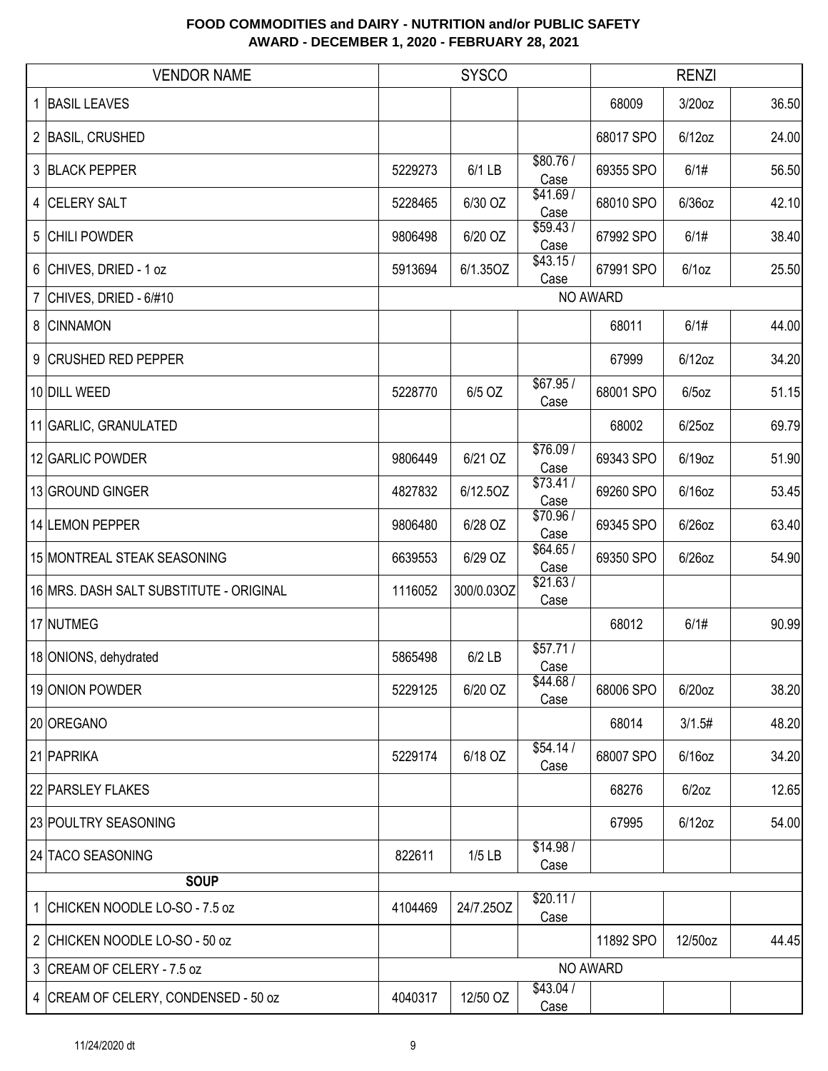# FOOD COMMODITIES and DAIRY - NUTRITION and/or PUBLIC SAFETY
## AWARD - DECEMBER 1, 2020 - FEBRUARY 28, 2021

| | VENDOR NAME | SYSCO | | | RENZI | | |
|---|---|---|---|---|---|---|---|
| 1 | BASIL LEAVES | | | | 68009 | 3/20oz | 36.50 |
| 2 | BASIL, CRUSHED | | | | 68017 SPO | 6/12oz | 24.00 |
| 3 | BLACK PEPPER | 5229273 | 6/1 LB | $80.76 / Case | 69355 SPO | 6/1# | 56.50 |
| 4 | CELERY SALT | 5228465 | 6/30 OZ | $41.69 / Case | 68010 SPO | 6/36oz | 42.10 |
| 5 | CHILI POWDER | 9806498 | 6/20 OZ | $59.43 / Case | 67992 SPO | 6/1# | 38.40 |
| 6 | CHIVES, DRIED - 1 oz | 5913694 | 6/1.35OZ | $43.15 / Case | 67991 SPO | 6/1oz | 25.50 |
| 7 | CHIVES, DRIED - 6/#10 | NO AWARD | | | | | |
| 8 | CINNAMON | | | | 68011 | 6/1# | 44.00 |
| 9 | CRUSHED RED PEPPER | | | | 67999 | 6/12oz | 34.20 |
| 10 | DILL WEED | 5228770 | 6/5 OZ | $67.95 / Case | 68001 SPO | 6/5oz | 51.15 |
| 11 | GARLIC, GRANULATED | | | | 68002 | 6/25oz | 69.79 |
| 12 | GARLIC POWDER | 9806449 | 6/21 OZ | $76.09 / Case | 69343 SPO | 6/19oz | 51.90 |
| 13 | GROUND GINGER | 4827832 | 6/12.5OZ | $73.41 / Case | 69260 SPO | 6/16oz | 53.45 |
| 14 | LEMON PEPPER | 9806480 | 6/28 OZ | $70.96 / Case | 69345 SPO | 6/26oz | 63.40 |
| 15 | MONTREAL STEAK SEASONING | 6639553 | 6/29 OZ | $64.65 / Case | 69350 SPO | 6/26oz | 54.90 |
| 16 | MRS. DASH SALT SUBSTITUTE - ORIGINAL | 1116052 | 300/0.03OZ | $21.63 / Case | | | |
| 17 | NUTMEG | | | | 68012 | 6/1# | 90.99 |
| 18 | ONIONS, dehydrated | 5865498 | 6/2 LB | $57.71 / Case | | | |
| 19 | ONION POWDER | 5229125 | 6/20 OZ | $44.68 / Case | 68006 SPO | 6/20oz | 38.20 |
| 20 | OREGANO | | | | 68014 | 3/1.5# | 48.20 |
| 21 | PAPRIKA | 5229174 | 6/18 OZ | $54.14 / Case | 68007 SPO | 6/16oz | 34.20 |
| 22 | PARSLEY FLAKES | | | | 68276 | 6/2oz | 12.65 |
| 23 | POULTRY SEASONING | | | | 67995 | 6/12oz | 54.00 |
| 24 | TACO SEASONING | 822611 | 1/5 LB | $14.98 / Case | | | |
| | **SOUP** | | | | | | |
| 1 | CHICKEN NOODLE LO-SO - 7.5 oz | 4104469 | 24/7.25OZ | $20.11 / Case | | | |
| 2 | CHICKEN NOODLE LO-SO - 50 oz | | | | 11892 SPO | 12/50oz | 44.45 |
| 3 | CREAM OF CELERY - 7.5 oz | NO AWARD | | | | | |
| 4 | CREAM OF CELERY, CONDENSED - 50 oz | 4040317 | 12/50 OZ | $43.04 / Case | | | |

11/24/2020 dt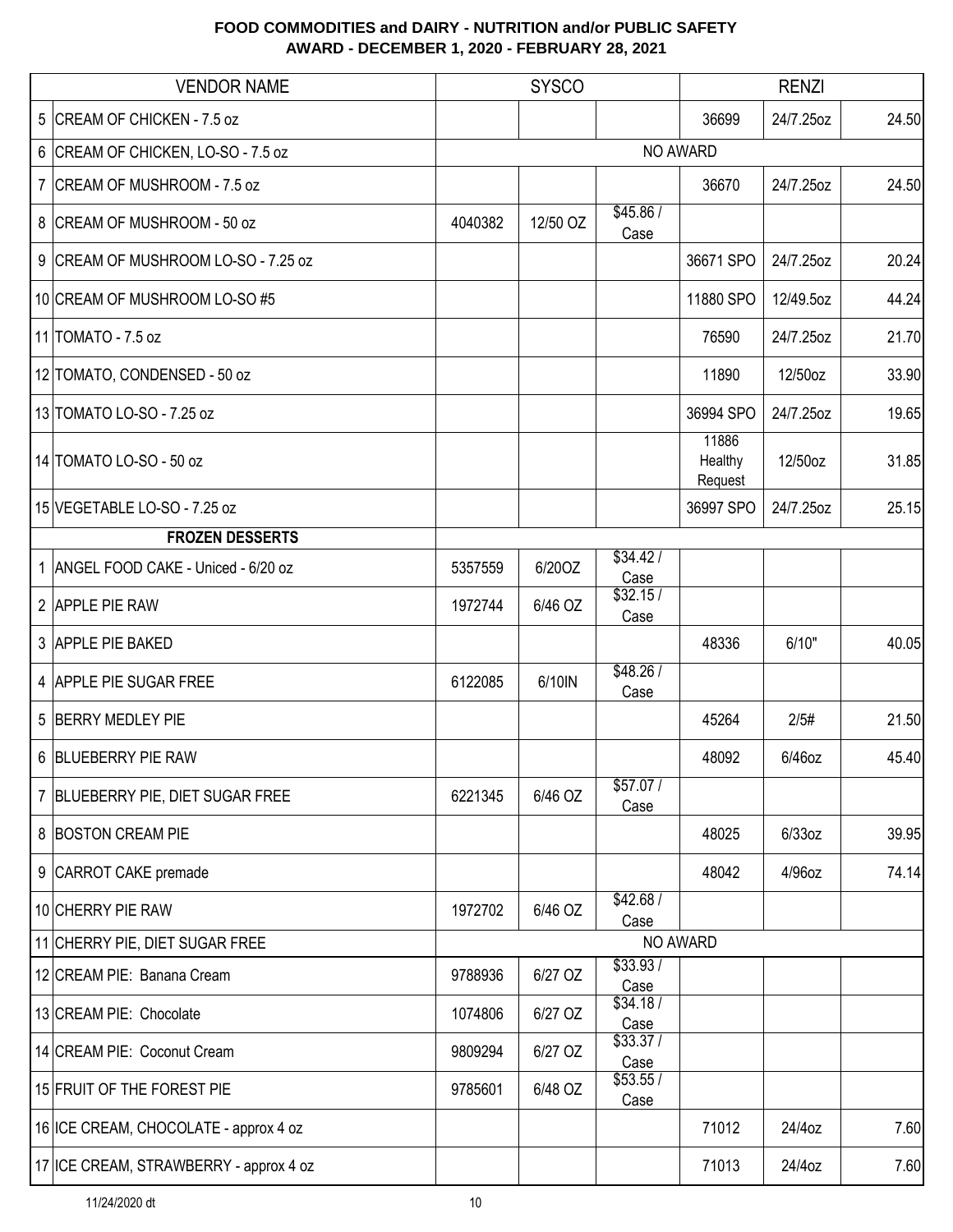**FOOD COMMODITIES and DAIRY - NUTRITION and/or PUBLIC SAFETY**
**AWARD - DECEMBER 1, 2020 - FEBRUARY 28, 2021**

| | VENDOR NAME | SYSCO | | | RENZI | | |
|---|---|---|---|---|---|---|---|
| 5 | CREAM OF CHICKEN - 7.5 oz | | | | 36699 | 24/7.25oz | 24.50 |
| 6 | CREAM OF CHICKEN, LO-SO - 7.5 oz | NO AWARD | | | | | |
| 7 | CREAM OF MUSHROOM - 7.5 oz | | | | 36670 | 24/7.25oz | 24.50 |
| 8 | CREAM OF MUSHROOM - 50 oz | 4040382 | 12/50 OZ | $45.86 / Case | | | |
| 9 | CREAM OF MUSHROOM LO-SO - 7.25 oz | | | | 36671 SPO | 24/7.25oz | 20.24 |
| 10 | CREAM OF MUSHROOM LO-SO #5 | | | | 11880 SPO | 12/49.5oz | 44.24 |
| 11 | TOMATO - 7.5 oz | | | | 76590 | 24/7.25oz | 21.70 |
| 12 | TOMATO, CONDENSED - 50 oz | | | | 11890 | 12/50oz | 33.90 |
| 13 | TOMATO LO-SO - 7.25 oz | | | | 36994 SPO | 24/7.25oz | 19.65 |
| 14 | TOMATO LO-SO - 50 oz | | | | 11886 Healthy Request | 12/50oz | 31.85 |
| 15 | VEGETABLE LO-SO - 7.25 oz | | | | 36997 SPO | 24/7.25oz | 25.15 |
| | **FROZEN DESSERTS** | | | | | | |
| 1 | ANGEL FOOD CAKE - Uniced - 6/20 oz | 5357559 | 6/20OZ | $34.42 / Case | | | |
| 2 | APPLE PIE RAW | 1972744 | 6/46 OZ | $32.15 / Case | | | |
| 3 | APPLE PIE BAKED | | | | 48336 | 6/10" | 40.05 |
| 4 | APPLE PIE SUGAR FREE | 6122085 | 6/10IN | $48.26 / Case | | | |
| 5 | BERRY MEDLEY PIE | | | | 45264 | 2/5# | 21.50 |
| 6 | BLUEBERRY PIE RAW | | | | 48092 | 6/46oz | 45.40 |
| 7 | BLUEBERRY PIE, DIET SUGAR FREE | 6221345 | 6/46 OZ | $57.07 / Case | | | |
| 8 | BOSTON CREAM PIE | | | | 48025 | 6/33oz | 39.95 |
| 9 | CARROT CAKE premade | | | | 48042 | 4/96oz | 74.14 |
| 10 | CHERRY PIE RAW | 1972702 | 6/46 OZ | $42.68 / Case | | | |
| 11 | CHERRY PIE, DIET SUGAR FREE | NO AWARD | | | | | |
| 12 | CREAM PIE: Banana Cream | 9788936 | 6/27 OZ | $33.93 / Case | | | |
| 13 | CREAM PIE: Chocolate | 1074806 | 6/27 OZ | $34.18 / Case | | | |
| 14 | CREAM PIE: Coconut Cream | 9809294 | 6/27 OZ | $33.37 / Case | | | |
| 15 | FRUIT OF THE FOREST PIE | 9785601 | 6/48 OZ | $53.55 / Case | | | |
| 16 | ICE CREAM, CHOCOLATE - approx 4 oz | | | | 71012 | 24/4oz | 7.60 |
| 17 | ICE CREAM, STRAWBERRY - approx 4 oz | | | | 71013 | 24/4oz | 7.60 |

11/24/2020 dt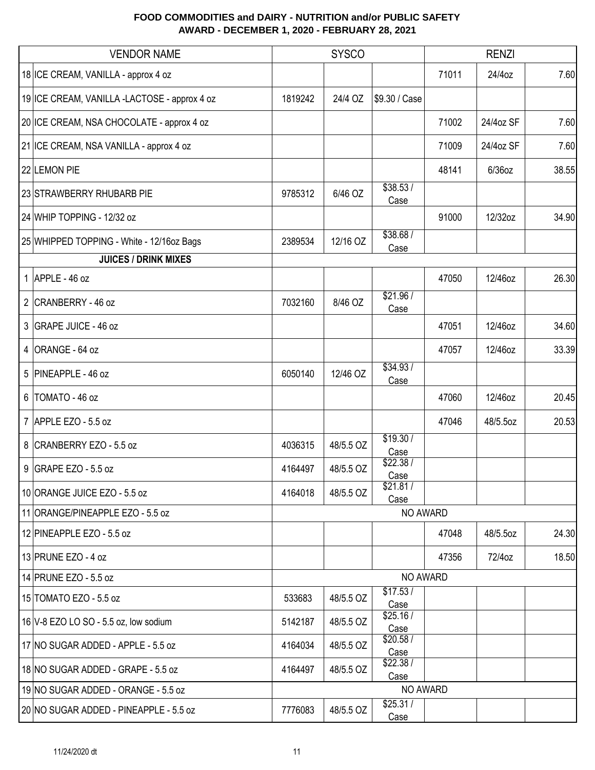# FOOD COMMODITIES and DAIRY - NUTRITION and/or PUBLIC SAFETY
## AWARD - DECEMBER 1, 2020 - FEBRUARY 28, 2021

| | VENDOR NAME | SYSCO | | | RENZI | | |
|---|---|---|---|---|---|---|---|
| 18 | ICE CREAM, VANILLA - approx 4 oz | | | | 71011 | 24/4oz | 7.60 |
| 19 | ICE CREAM, VANILLA -LACTOSE - approx 4 oz | 1819242 | 24/4 OZ | $9.30 / Case | | | |
| 20 | ICE CREAM, NSA CHOCOLATE - approx 4 oz | | | | 71002 | 24/4oz SF | 7.60 |
| 21 | ICE CREAM, NSA VANILLA - approx 4 oz | | | | 71009 | 24/4oz SF | 7.60 |
| 22 | LEMON PIE | | | | 48141 | 6/36oz | 38.55 |
| 23 | STRAWBERRY RHUBARB PIE | 9785312 | 6/46 OZ | $38.53 / Case | | | |
| 24 | WHIP TOPPING - 12/32 oz | | | | 91000 | 12/32oz | 34.90 |
| 25 | WHIPPED TOPPING - White - 12/16oz Bags | 2389534 | 12/16 OZ | $38.68 / Case | | | |
| | **JUICES / DRINK MIXES** | | | | | | |
| 1 | APPLE - 46 oz | | | | 47050 | 12/46oz | 26.30 |
| 2 | CRANBERRY - 46 oz | 7032160 | 8/46 OZ | $21.96 / Case | | | |
| 3 | GRAPE JUICE - 46 oz | | | | 47051 | 12/46oz | 34.60 |
| 4 | ORANGE - 64 oz | | | | 47057 | 12/46oz | 33.39 |
| 5 | PINEAPPLE - 46 oz | 6050140 | 12/46 OZ | $34.93 / Case | | | |
| 6 | TOMATO - 46 oz | | | | 47060 | 12/46oz | 20.45 |
| 7 | APPLE EZO - 5.5 oz | | | | 47046 | 48/5.5oz | 20.53 |
| 8 | CRANBERRY EZO - 5.5 oz | 4036315 | 48/5.5 OZ | $19.30 / Case | | | |
| 9 | GRAPE EZO - 5.5 oz | 4164497 | 48/5.5 OZ | $22.38 / Case | | | |
| 10 | ORANGE JUICE EZO - 5.5 oz | 4164018 | 48/5.5 OZ | $21.81 / Case | | | |
| 11 | ORANGE/PINEAPPLE EZO - 5.5 oz | NO AWARD | | | | | |
| 12 | PINEAPPLE EZO - 5.5 oz | | | | 47048 | 48/5.5oz | 24.30 |
| 13 | PRUNE EZO - 4 oz | | | | 47356 | 72/4oz | 18.50 |
| 14 | PRUNE EZO - 5.5 oz | NO AWARD | | | | | |
| 15 | TOMATO EZO - 5.5 oz | 533683 | 48/5.5 OZ | $17.53 / Case | | | |
| 16 | V-8 EZO LO SO - 5.5 oz, low sodium | 5142187 | 48/5.5 OZ | $25.16 / Case | | | |
| 17 | NO SUGAR ADDED - APPLE - 5.5 oz | 4164034 | 48/5.5 OZ | $20.58 / Case | | | |
| 18 | NO SUGAR ADDED - GRAPE - 5.5 oz | 4164497 | 48/5.5 OZ | $22.38 / Case | | | |
| 19 | NO SUGAR ADDED - ORANGE - 5.5 oz | NO AWARD | | | | | |
| 20 | NO SUGAR ADDED - PINEAPPLE - 5.5 oz | 7776083 | 48/5.5 OZ | $25.31 / Case | | | |

11/24/2020 dt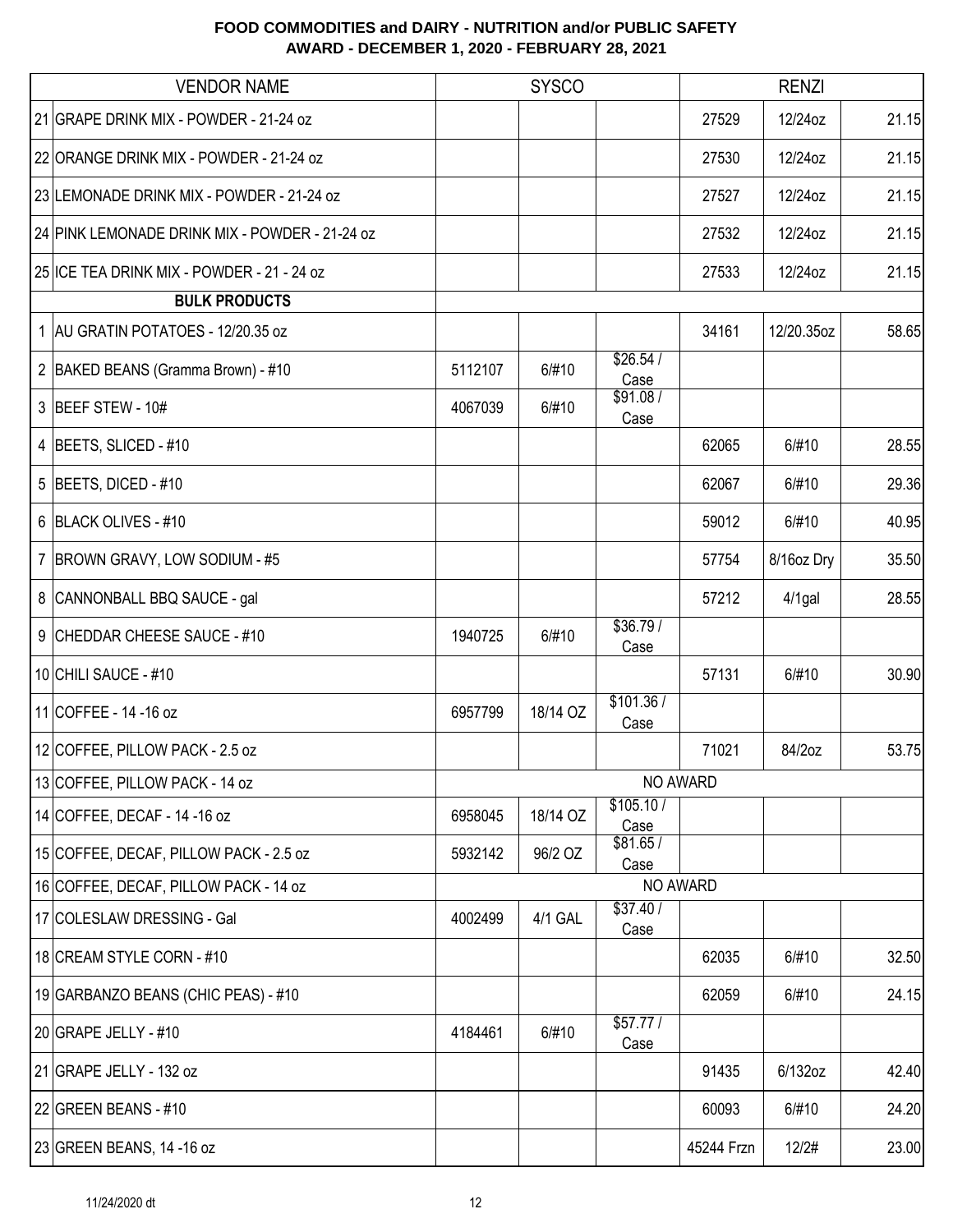# FOOD COMMODITIES and DAIRY - NUTRITION and/or PUBLIC SAFETY AWARD - DECEMBER 1, 2020 - FEBRUARY 28, 2021

| VENDOR NAME | SYSCO | | | RENZI | | |
|---|---|---|---|---|---|---|
| 21 GRAPE DRINK MIX - POWDER - 21-24 oz | | | | 27529 | 12/24oz | 21.15 |
| 22 ORANGE DRINK MIX - POWDER - 21-24 oz | | | | 27530 | 12/24oz | 21.15 |
| 23 LEMONADE DRINK MIX - POWDER - 21-24 oz | | | | 27527 | 12/24oz | 21.15 |
| 24 PINK LEMONADE DRINK MIX - POWDER - 21-24 oz | | | | 27532 | 12/24oz | 21.15 |
| 25 ICE TEA DRINK MIX - POWDER - 21 - 24 oz | | | | 27533 | 12/24oz | 21.15 |
| **BULK PRODUCTS** | | | | | | |
| 1 AU GRATIN POTATOES - 12/20.35 oz | | | | 34161 | 12/20.35oz | 58.65 |
| 2 BAKED BEANS (Gramma Brown) - #10 | 5112107 | 6/#10 | $26.54 / Case | | | |
| 3 BEEF STEW - 10# | 4067039 | 6/#10 | $91.08 / Case | | | |
| 4 BEETS, SLICED - #10 | | | | 62065 | 6/#10 | 28.55 |
| 5 BEETS, DICED - #10 | | | | 62067 | 6/#10 | 29.36 |
| 6 BLACK OLIVES - #10 | | | | 59012 | 6/#10 | 40.95 |
| 7 BROWN GRAVY, LOW SODIUM - #5 | | | | 57754 | 8/16oz Dry | 35.50 |
| 8 CANNONBALL BBQ SAUCE - gal | | | | 57212 | 4/1gal | 28.55 |
| 9 CHEDDAR CHEESE SAUCE - #10 | 1940725 | 6/#10 | $36.79 / Case | | | |
| 10 CHILI SAUCE - #10 | | | | 57131 | 6/#10 | 30.90 |
| 11 COFFEE - 14 -16 oz | 6957799 | 18/14 OZ | $101.36 / Case | | | |
| 12 COFFEE, PILLOW PACK - 2.5 oz | | | | 71021 | 84/2oz | 53.75 |
| 13 COFFEE, PILLOW PACK - 14 oz | NO AWARD | | | | | |
| 14 COFFEE, DECAF - 14 -16 oz | 6958045 | 18/14 OZ | $105.10 / Case | | | |
| 15 COFFEE, DECAF, PILLOW PACK - 2.5 oz | 5932142 | 96/2 OZ | $81.65 / Case | | | |
| 16 COFFEE, DECAF, PILLOW PACK - 14 oz | NO AWARD | | | | | |
| 17 COLESLAW DRESSING - Gal | 4002499 | 4/1 GAL | $37.40 / Case | | | |
| 18 CREAM STYLE CORN - #10 | | | | 62035 | 6/#10 | 32.50 |
| 19 GARBANZO BEANS (CHIC PEAS) - #10 | | | | 62059 | 6/#10 | 24.15 |
| 20 GRAPE JELLY - #10 | 4184461 | 6/#10 | $57.77 / Case | | | |
| 21 GRAPE JELLY - 132 oz | | | | 91435 | 6/132oz | 42.40 |
| 22 GREEN BEANS - #10 | | | | 60093 | 6/#10 | 24.20 |
| 23 GREEN BEANS, 14 -16 oz | | | | 45244 Frzn | 12/2# | 23.00 |

11/24/2020 dt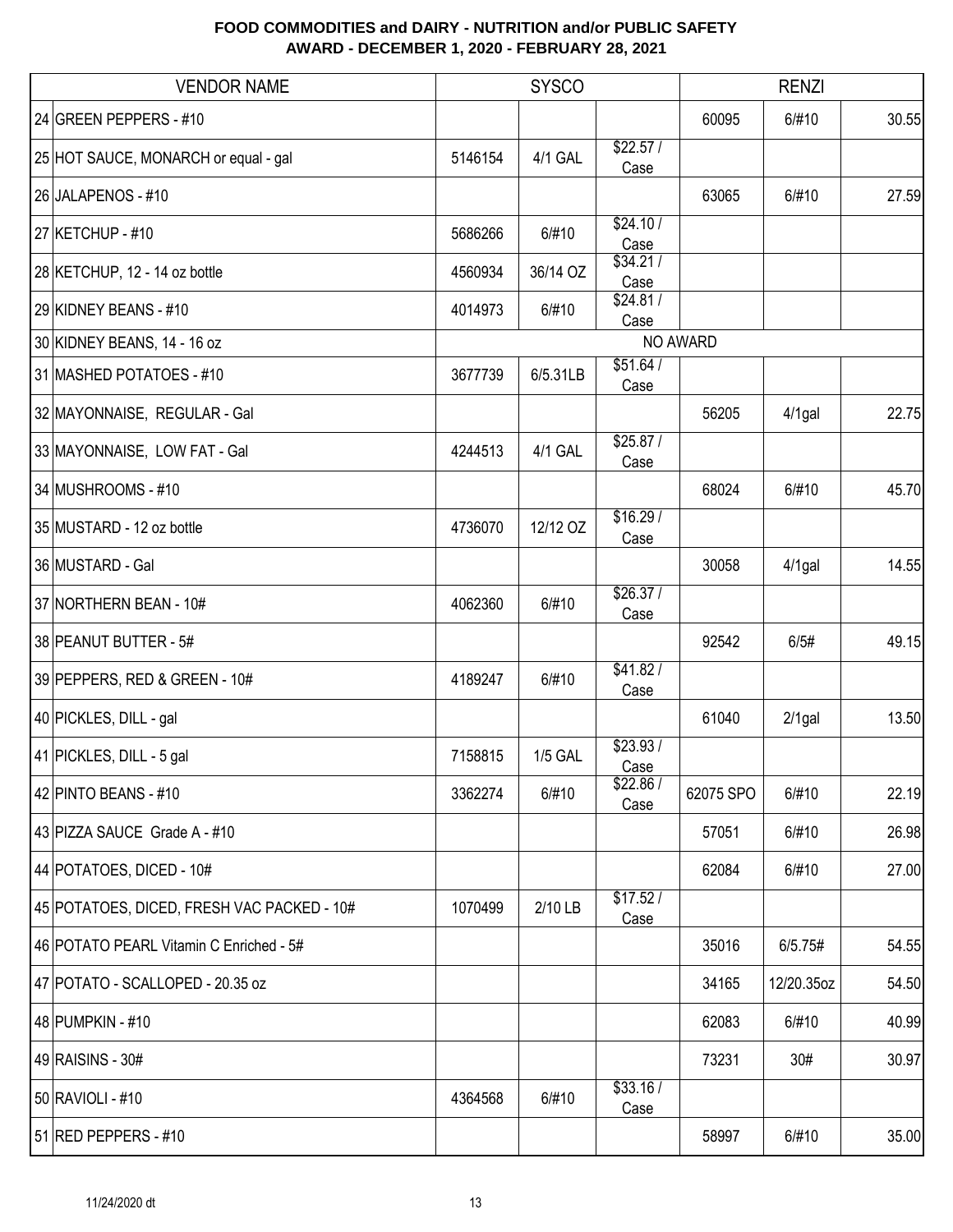**FOOD COMMODITIES and DAIRY - NUTRITION and/or PUBLIC SAFETY**
**AWARD - DECEMBER 1, 2020 - FEBRUARY 28, 2021**

| VENDOR NAME | SYSCO | | | RENZI | | |
|---|---|---|---|---|---|---|
| 24 GREEN PEPPERS - #10 | | | | 60095 | 6/#10 | 30.55 |
| 25 HOT SAUCE, MONARCH or equal - gal | 5146154 | 4/1 GAL | $22.57 / Case | | | |
| 26 JALAPENOS - #10 | | | | 63065 | 6/#10 | 27.59 |
| 27 KETCHUP - #10 | 5686266 | 6/#10 | $24.10 / Case | | | |
| 28 KETCHUP, 12 - 14 oz bottle | 4560934 | 36/14 OZ | $34.21 / Case | | | |
| 29 KIDNEY BEANS - #10 | 4014973 | 6/#10 | $24.81 / Case | | | |
| 30 KIDNEY BEANS, 14 - 16 oz | NO AWARD | | | | | |
| 31 MASHED POTATOES - #10 | 3677739 | 6/5.31LB | $51.64 / Case | | | |
| 32 MAYONNAISE, REGULAR - Gal | | | | 56205 | 4/1gal | 22.75 |
| 33 MAYONNAISE, LOW FAT - Gal | 4244513 | 4/1 GAL | $25.87 / Case | | | |
| 34 MUSHROOMS - #10 | | | | 68024 | 6/#10 | 45.70 |
| 35 MUSTARD - 12 oz bottle | 4736070 | 12/12 OZ | $16.29 / Case | | | |
| 36 MUSTARD - Gal | | | | 30058 | 4/1gal | 14.55 |
| 37 NORTHERN BEAN - 10# | 4062360 | 6/#10 | $26.37 / Case | | | |
| 38 PEANUT BUTTER - 5# | | | | 92542 | 6/5# | 49.15 |
| 39 PEPPERS, RED & GREEN - 10# | 4189247 | 6/#10 | $41.82 / Case | | | |
| 40 PICKLES, DILL - gal | | | | 61040 | 2/1gal | 13.50 |
| 41 PICKLES, DILL - 5 gal | 7158815 | 1/5 GAL | $23.93 / Case | | | |
| 42 PINTO BEANS - #10 | 3362274 | 6/#10 | $22.86 / Case | 62075 SPO | 6/#10 | 22.19 |
| 43 PIZZA SAUCE Grade A - #10 | | | | 57051 | 6/#10 | 26.98 |
| 44 POTATOES, DICED - 10# | | | | 62084 | 6/#10 | 27.00 |
| 45 POTATOES, DICED, FRESH VAC PACKED - 10# | 1070499 | 2/10 LB | $17.52 / Case | | | |
| 46 POTATO PEARL Vitamin C Enriched - 5# | | | | 35016 | 6/5.75# | 54.55 |
| 47 POTATO - SCALLOPED - 20.35 oz | | | | 34165 | 12/20.35oz | 54.50 |
| 48 PUMPKIN - #10 | | | | 62083 | 6/#10 | 40.99 |
| 49 RAISINS - 30# | | | | 73231 | 30# | 30.97 |
| 50 RAVIOLI - #10 | 4364568 | 6/#10 | $33.16 / Case | | | |
| 51 RED PEPPERS - #10 | | | | 58997 | 6/#10 | 35.00 |

11/24/2020 dt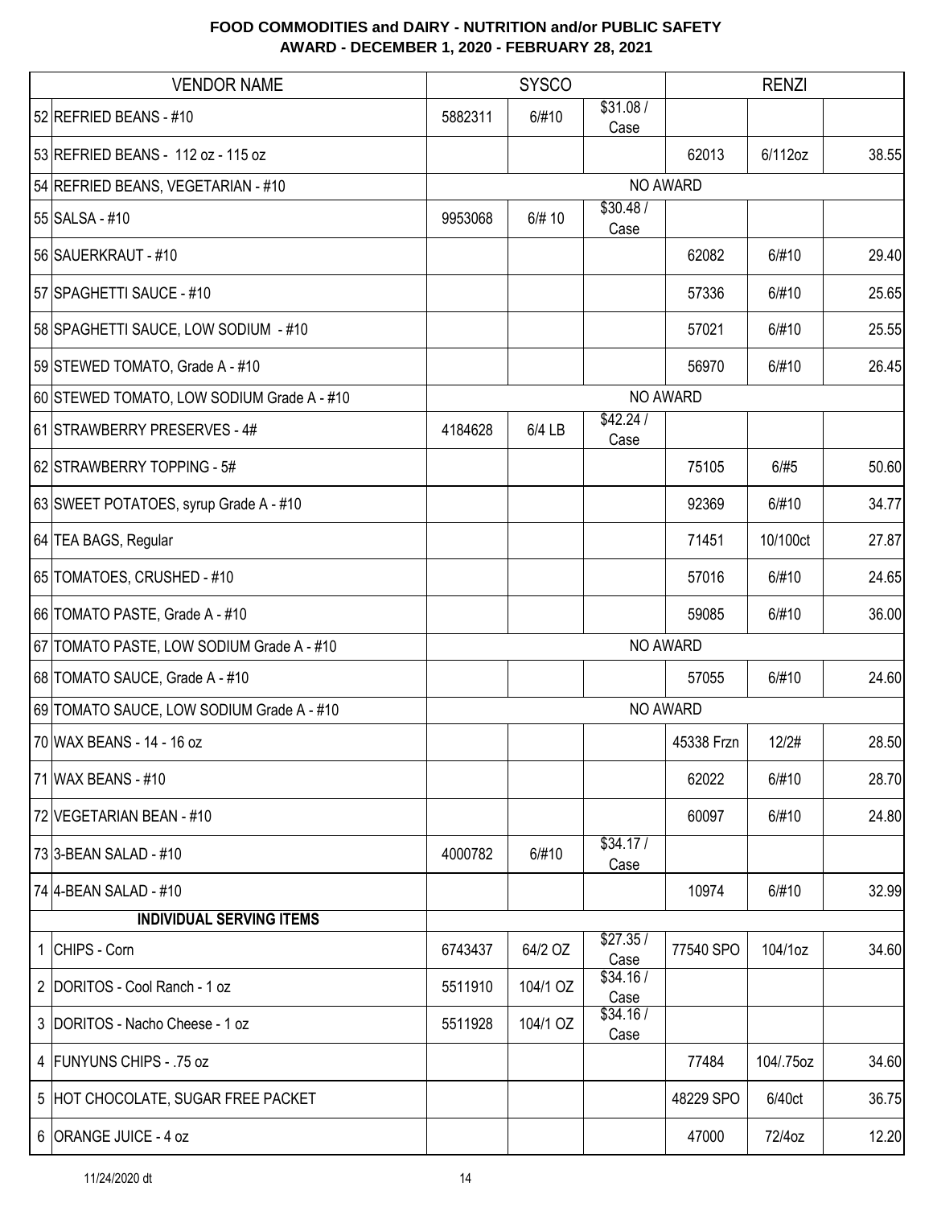**FOOD COMMODITIES and DAIRY - NUTRITION and/or PUBLIC SAFETY**
**AWARD - DECEMBER 1, 2020 - FEBRUARY 28, 2021**

| | VENDOR NAME | SYSCO | | | RENZI | | |
|---|---|---|---|---|---|---|---|
| 52 | REFRIED BEANS - #10 | 5882311 | 6/#10 | $31.08 / Case | | | |
| 53 | REFRIED BEANS - 112 oz - 115 oz | | | | 62013 | 6/112oz | 38.55 |
| 54 | REFRIED BEANS, VEGETARIAN - #10 | NO AWARD | | | | | |
| 55 | SALSA - #10 | 9953068 | 6/# 10 | $30.48 / Case | | | |
| 56 | SAUERKRAUT - #10 | | | | 62082 | 6/#10 | 29.40 |
| 57 | SPAGHETTI SAUCE - #10 | | | | 57336 | 6/#10 | 25.65 |
| 58 | SPAGHETTI SAUCE, LOW SODIUM - #10 | | | | 57021 | 6/#10 | 25.55 |
| 59 | STEWED TOMATO, Grade A - #10 | | | | 56970 | 6/#10 | 26.45 |
| 60 | STEWED TOMATO, LOW SODIUM Grade A - #10 | NO AWARD | | | | | |
| 61 | STRAWBERRY PRESERVES - 4# | 4184628 | 6/4 LB | $42.24 / Case | | | |
| 62 | STRAWBERRY TOPPING - 5# | | | | 75105 | 6/#5 | 50.60 |
| 63 | SWEET POTATOES, syrup Grade A - #10 | | | | 92369 | 6/#10 | 34.77 |
| 64 | TEA BAGS, Regular | | | | 71451 | 10/100ct | 27.87 |
| 65 | TOMATOES, CRUSHED - #10 | | | | 57016 | 6/#10 | 24.65 |
| 66 | TOMATO PASTE, Grade A - #10 | | | | 59085 | 6/#10 | 36.00 |
| 67 | TOMATO PASTE, LOW SODIUM Grade A - #10 | NO AWARD | | | | | |
| 68 | TOMATO SAUCE, Grade A - #10 | | | | 57055 | 6/#10 | 24.60 |
| 69 | TOMATO SAUCE, LOW SODIUM Grade A - #10 | NO AWARD | | | | | |
| 70 | WAX BEANS - 14 - 16 oz | | | | 45338 Frzn | 12/2# | 28.50 |
| 71 | WAX BEANS - #10 | | | | 62022 | 6/#10 | 28.70 |
| 72 | VEGETARIAN BEAN - #10 | | | | 60097 | 6/#10 | 24.80 |
| 73 | 3-BEAN SALAD - #10 | 4000782 | 6/#10 | $34.17 / Case | | | |
| 74 | 4-BEAN SALAD - #10 | | | | 10974 | 6/#10 | 32.99 |
| | **INDIVIDUAL SERVING ITEMS** | | | | | | |
| 1 | CHIPS - Corn | 6743437 | 64/2 OZ | $27.35 / Case | 77540 SPO | 104/1oz | 34.60 |
| 2 | DORITOS - Cool Ranch - 1 oz | 5511910 | 104/1 OZ | $34.16 / Case | | | |
| 3 | DORITOS - Nacho Cheese - 1 oz | 5511928 | 104/1 OZ | $34.16 / Case | | | |
| 4 | FUNYUNS CHIPS - .75 oz | | | | 77484 | 104/.75oz | 34.60 |
| 5 | HOT CHOCOLATE, SUGAR FREE PACKET | | | | 48229 SPO | 6/40ct | 36.75 |
| 6 | ORANGE JUICE - 4 oz | | | | 47000 | 72/4oz | 12.20 |

11/24/2020 dt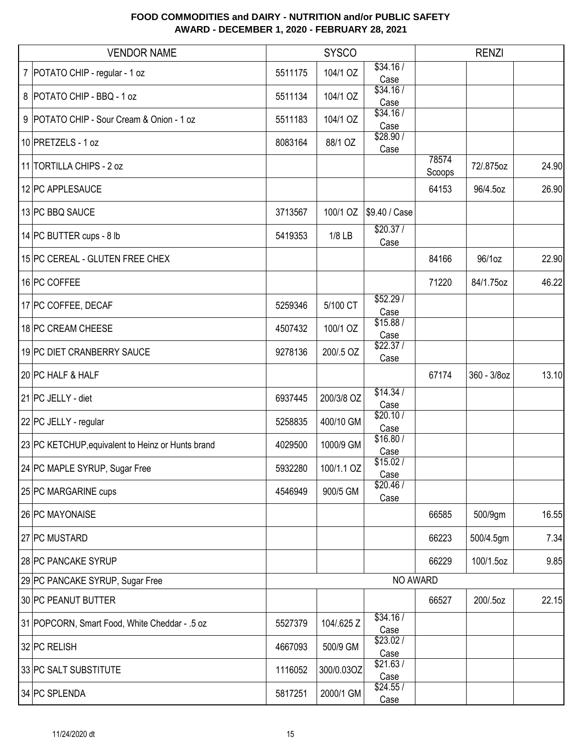**FOOD COMMODITIES and DAIRY - NUTRITION and/or PUBLIC SAFETY**
**AWARD - DECEMBER 1, 2020 - FEBRUARY 28, 2021**

| | VENDOR NAME | SYSCO | | | RENZI | | |
|---|---|---|---|---|---|---|---|
| 7 | POTATO CHIP - regular - 1 oz | 5511175 | 104/1 OZ | $34.16 / Case | | | |
| 8 | POTATO CHIP - BBQ - 1 oz | 5511134 | 104/1 OZ | $34.16 / Case | | | |
| 9 | POTATO CHIP - Sour Cream & Onion - 1 oz | 5511183 | 104/1 OZ | $34.16 / Case | | | |
| 10 | PRETZELS - 1 oz | 8083164 | 88/1 OZ | $28.90 / Case | | | |
| 11 | TORTILLA CHIPS - 2 oz | | | | 78574 Scoops | 72/.875oz | 24.90 |
| 12 | PC APPLESAUCE | | | | 64153 | 96/4.5oz | 26.90 |
| 13 | PC BBQ SAUCE | 3713567 | 100/1 OZ | $9.40 / Case | | | |
| 14 | PC BUTTER cups - 8 lb | 5419353 | 1/8 LB | $20.37 / Case | | | |
| 15 | PC CEREAL - GLUTEN FREE CHEX | | | | 84166 | 96/1oz | 22.90 |
| 16 | PC COFFEE | | | | 71220 | 84/1.75oz | 46.22 |
| 17 | PC COFFEE, DECAF | 5259346 | 5/100 CT | $52.29 / Case | | | |
| 18 | PC CREAM CHEESE | 4507432 | 100/1 OZ | $15.88 / Case | | | |
| 19 | PC DIET CRANBERRY SAUCE | 9278136 | 200/.5 OZ | $22.37 / Case | | | |
| 20 | PC HALF & HALF | | | | 67174 | 360 - 3/8oz | 13.10 |
| 21 | PC JELLY - diet | 6937445 | 200/3/8 OZ | $14.34 / Case | | | |
| 22 | PC JELLY - regular | 5258835 | 400/10 GM | $20.10 / Case | | | |
| 23 | PC KETCHUP,equivalent to Heinz or Hunts brand | 4029500 | 1000/9 GM | $16.80 / Case | | | |
| 24 | PC MAPLE SYRUP, Sugar Free | 5932280 | 100/1.1 OZ | $15.02 / Case | | | |
| 25 | PC MARGARINE cups | 4546949 | 900/5 GM | $20.46 / Case | | | |
| 26 | PC MAYONAISE | | | | 66585 | 500/9gm | 16.55 |
| 27 | PC MUSTARD | | | | 66223 | 500/4.5gm | 7.34 |
| 28 | PC PANCAKE SYRUP | | | | 66229 | 100/1.5oz | 9.85 |
| 29 | PC PANCAKE SYRUP, Sugar Free | NO AWARD | | | | | |
| 30 | PC PEANUT BUTTER | | | | 66527 | 200/.5oz | 22.15 |
| 31 | POPCORN, Smart Food, White Cheddar - .5 oz | 5527379 | 104/.625 Z | $34.16 / Case | | | |
| 32 | PC RELISH | 4667093 | 500/9 GM | $23.02 / Case | | | |
| 33 | PC SALT SUBSTITUTE | 1116052 | 300/0.03OZ | $21.63 / Case | | | |
| 34 | PC SPLENDA | 5817251 | 2000/1 GM | $24.55 / Case | | | |

11/24/2020 dt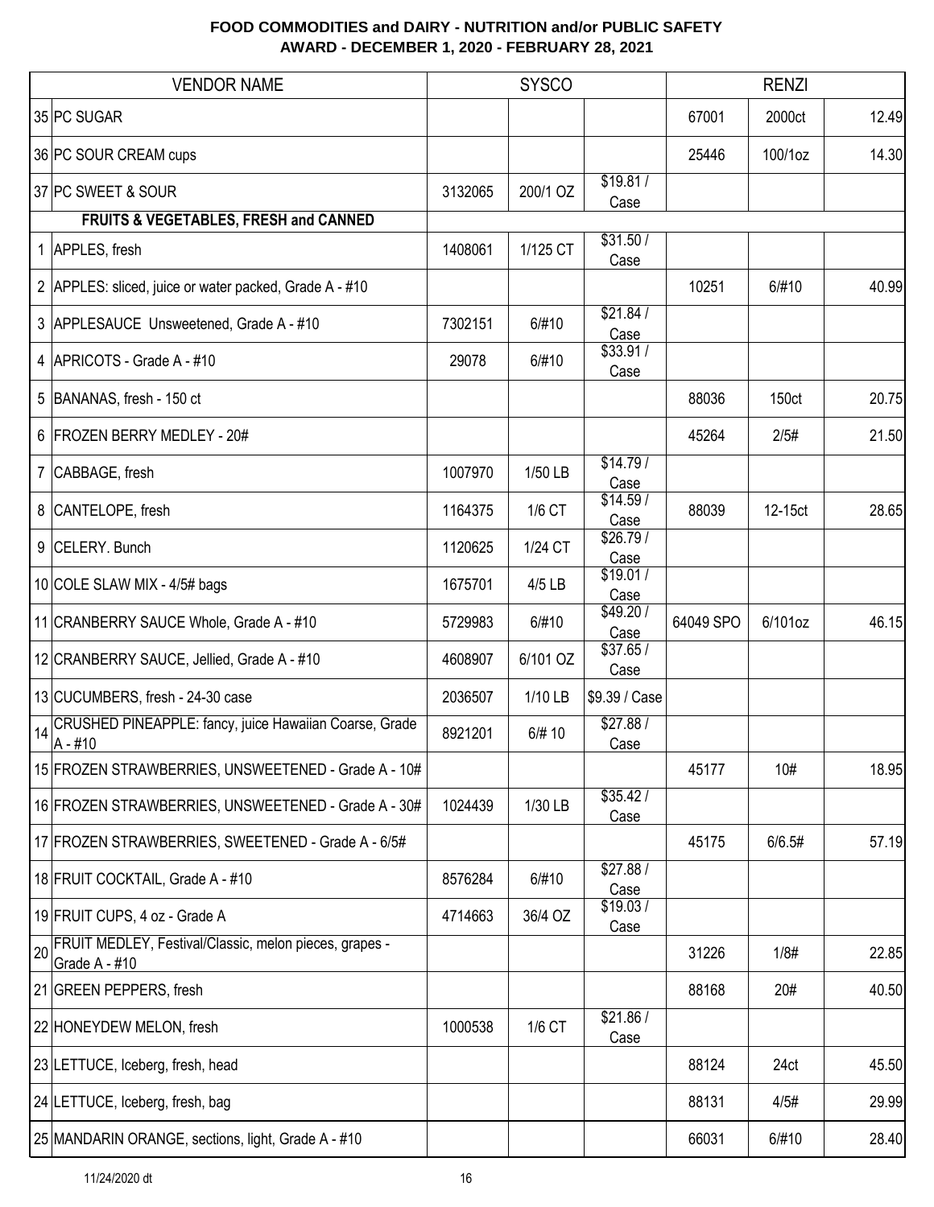**FOOD COMMODITIES and DAIRY - NUTRITION and/or PUBLIC SAFETY**
**AWARD - DECEMBER 1, 2020 - FEBRUARY 28, 2021**

| | VENDOR NAME | SYSCO | | | RENZI | | |
|---|---|---|---|---|---|---|---|
| 35 | PC SUGAR | | | | 67001 | 2000ct | 12.49 |
| 36 | PC SOUR CREAM cups | | | | 25446 | 100/1oz | 14.30 |
| 37 | PC SWEET & SOUR | 3132065 | 200/1 OZ | $19.81 / Case | | | |
| | **FRUITS & VEGETABLES, FRESH and CANNED** | | | | | | |
| 1 | APPLES, fresh | 1408061 | 1/125 CT | $31.50 / Case | | | |
| 2 | APPLES: sliced, juice or water packed, Grade A - #10 | | | | 10251 | 6/#10 | 40.99 |
| 3 | APPLESAUCE Unsweetened, Grade A - #10 | 7302151 | 6/#10 | $21.84 / Case | | | |
| 4 | APRICOTS - Grade A - #10 | 29078 | 6/#10 | $33.91 / Case | | | |
| 5 | BANANAS, fresh - 150 ct | | | | 88036 | 150ct | 20.75 |
| 6 | FROZEN BERRY MEDLEY - 20# | | | | 45264 | 2/5# | 21.50 |
| 7 | CABBAGE, fresh | 1007970 | 1/50 LB | $14.79 / Case | | | |
| 8 | CANTELOPE, fresh | 1164375 | 1/6 CT | $14.59 / Case | 88039 | 12-15ct | 28.65 |
| 9 | CELERY. Bunch | 1120625 | 1/24 CT | $26.79 / Case | | | |
| 10 | COLE SLAW MIX - 4/5# bags | 1675701 | 4/5 LB | $19.01 / Case | | | |
| 11 | CRANBERRY SAUCE Whole, Grade A - #10 | 5729983 | 6/#10 | $49.20 / Case | 64049 SPO | 6/101oz | 46.15 |
| 12 | CRANBERRY SAUCE, Jellied, Grade A - #10 | 4608907 | 6/101 OZ | $37.65 / Case | | | |
| 13 | CUCUMBERS, fresh - 24-30 case | 2036507 | 1/10 LB | $9.39 / Case | | | |
| 14 | CRUSHED PINEAPPLE: fancy, juice Hawaiian Coarse, Grade A - #10 | 8921201 | 6/# 10 | $27.88 / Case | | | |
| 15 | FROZEN STRAWBERRIES, UNSWEETENED - Grade A - 10# | | | | 45177 | 10# | 18.95 |
| 16 | FROZEN STRAWBERRIES, UNSWEETENED - Grade A - 30# | 1024439 | 1/30 LB | $35.42 / Case | | | |
| 17 | FROZEN STRAWBERRIES, SWEETENED - Grade A - 6/5# | | | | 45175 | 6/6.5# | 57.19 |
| 18 | FRUIT COCKTAIL, Grade A - #10 | 8576284 | 6/#10 | $27.88 / Case | | | |
| 19 | FRUIT CUPS, 4 oz - Grade A | 4714663 | 36/4 OZ | $19.03 / Case | | | |
| 20 | FRUIT MEDLEY, Festival/Classic, melon pieces, grapes - Grade A - #10 | | | | 31226 | 1/8# | 22.85 |
| 21 | GREEN PEPPERS, fresh | | | | 88168 | 20# | 40.50 |
| 22 | HONEYDEW MELON, fresh | 1000538 | 1/6 CT | $21.86 / Case | | | |
| 23 | LETTUCE, Iceberg, fresh, head | | | | 88124 | 24ct | 45.50 |
| 24 | LETTUCE, Iceberg, fresh, bag | | | | 88131 | 4/5# | 29.99 |
| 25 | MANDARIN ORANGE, sections, light, Grade A - #10 | | | | 66031 | 6/#10 | 28.40 |

11/24/2020 dt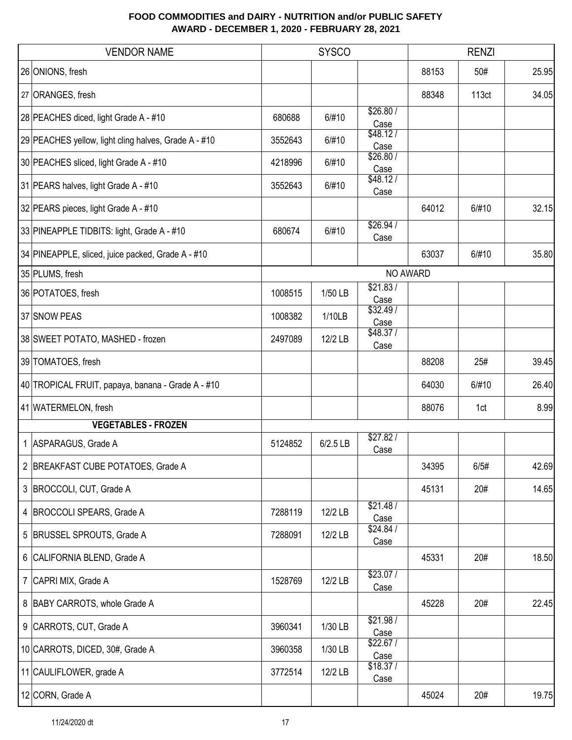# FOOD COMMODITIES and DAIRY - NUTRITION and/or PUBLIC SAFETY
## AWARD - DECEMBER 1, 2020 - FEBRUARY 28, 2021

| | VENDOR NAME | SYSCO | | | RENZI | | |
|---|---|---|---|---|---|---|---|
| 26 | ONIONS, fresh | | | | 88153 | 50# | 25.95 |
| 27 | ORANGES, fresh | | | | 88348 | 113ct | 34.05 |
| 28 | PEACHES diced, light Grade A - #10 | 680688 | 6/#10 | $26.80 / Case | | | |
| 29 | PEACHES yellow, light cling halves, Grade A - #10 | 3552643 | 6/#10 | $48.12 / Case | | | |
| 30 | PEACHES sliced, light Grade A - #10 | 4218996 | 6/#10 | $26.80 / Case | | | |
| 31 | PEARS halves, light Grade A - #10 | 3552643 | 6/#10 | $48.12 / Case | | | |
| 32 | PEARS pieces, light Grade A - #10 | | | | 64012 | 6/#10 | 32.15 |
| 33 | PINEAPPLE TIDBITS: light, Grade A - #10 | 680674 | 6/#10 | $26.94 / Case | | | |
| 34 | PINEAPPLE, sliced, juice packed, Grade A - #10 | | | | 63037 | 6/#10 | 35.80 |
| 35 | PLUMS, fresh | NO AWARD | | | | | |
| 36 | POTATOES, fresh | 1008515 | 1/50 LB | $21.83 / Case | | | |
| 37 | SNOW PEAS | 1008382 | 1/10LB | $32.49 / Case | | | |
| 38 | SWEET POTATO, MASHED - frozen | 2497089 | 12/2 LB | $48.37 / Case | | | |
| 39 | TOMATOES, fresh | | | | 88208 | 25# | 39.45 |
| 40 | TROPICAL FRUIT, papaya, banana - Grade A - #10 | | | | 64030 | 6/#10 | 26.40 |
| 41 | WATERMELON, fresh | | | | 88076 | 1ct | 8.99 |
| | **VEGETABLES - FROZEN** | | | | | | |
| 1 | ASPARAGUS, Grade A | 5124852 | 6/2.5 LB | $27.82 / Case | | | |
| 2 | BREAKFAST CUBE POTATOES, Grade A | | | | 34395 | 6/5# | 42.69 |
| 3 | BROCCOLI, CUT, Grade A | | | | 45131 | 20# | 14.65 |
| 4 | BROCCOLI SPEARS, Grade A | 7288119 | 12/2 LB | $21.48 / Case | | | |
| 5 | BRUSSEL SPROUTS, Grade A | 7288091 | 12/2 LB | $24.84 / Case | | | |
| 6 | CALIFORNIA BLEND, Grade A | | | | 45331 | 20# | 18.50 |
| 7 | CAPRI MIX, Grade A | 1528769 | 12/2 LB | $23.07 / Case | | | |
| 8 | BABY CARROTS, whole Grade A | | | | 45228 | 20# | 22.45 |
| 9 | CARROTS, CUT, Grade A | 3960341 | 1/30 LB | $21.98 / Case | | | |
| 10 | CARROTS, DICED, 30#, Grade A | 3960358 | 1/30 LB | $22.67 / Case | | | |
| 11 | CAULIFLOWER, grade A | 3772514 | 12/2 LB | $18.37 / Case | | | |
| 12 | CORN, Grade A | | | | 45024 | 20# | 19.75 |

11/24/2020 dt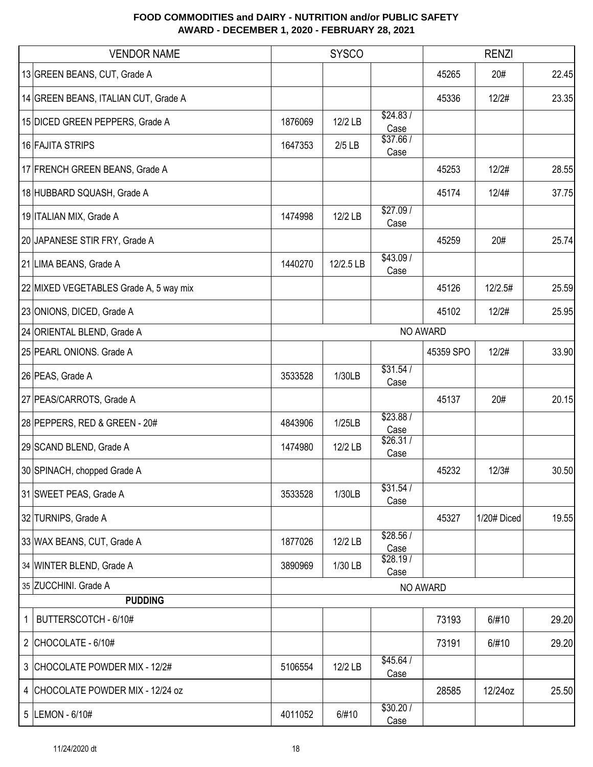**FOOD COMMODITIES and DAIRY - NUTRITION and/or PUBLIC SAFETY**
**AWARD - DECEMBER 1, 2020 - FEBRUARY 28, 2021**

| | VENDOR NAME | SYSCO | | | RENZI | | |
|---|---|---|---|---|---|---|---|
| 13 | GREEN BEANS, CUT, Grade A | | | | 45265 | 20# | 22.45 |
| 14 | GREEN BEANS, ITALIAN CUT, Grade A | | | | 45336 | 12/2# | 23.35 |
| 15 | DICED GREEN PEPPERS, Grade A | 1876069 | 12/2 LB | $24.83 / Case | | | |
| 16 | FAJITA STRIPS | 1647353 | 2/5 LB | $37.66 / Case | | | |
| 17 | FRENCH GREEN BEANS, Grade A | | | | 45253 | 12/2# | 28.55 |
| 18 | HUBBARD SQUASH, Grade A | | | | 45174 | 12/4# | 37.75 |
| 19 | ITALIAN MIX, Grade A | 1474998 | 12/2 LB | $27.09 / Case | | | |
| 20 | JAPANESE STIR FRY, Grade A | | | | 45259 | 20# | 25.74 |
| 21 | LIMA BEANS, Grade A | 1440270 | 12/2.5 LB | $43.09 / Case | | | |
| 22 | MIXED VEGETABLES Grade A, 5 way mix | | | | 45126 | 12/2.5# | 25.59 |
| 23 | ONIONS, DICED, Grade A | | | | 45102 | 12/2# | 25.95 |
| 24 | ORIENTAL BLEND, Grade A | NO AWARD | | | | | |
| 25 | PEARL ONIONS. Grade A | | | | 45359 SPO | 12/2# | 33.90 |
| 26 | PEAS, Grade A | 3533528 | 1/30LB | $31.54 / Case | | | |
| 27 | PEAS/CARROTS, Grade A | | | | 45137 | 20# | 20.15 |
| 28 | PEPPERS, RED & GREEN - 20# | 4843906 | 1/25LB | $23.88 / Case | | | |
| 29 | SCAND BLEND, Grade A | 1474980 | 12/2 LB | $26.31 / Case | | | |
| 30 | SPINACH, chopped Grade A | | | | 45232 | 12/3# | 30.50 |
| 31 | SWEET PEAS, Grade A | 3533528 | 1/30LB | $31.54 / Case | | | |
| 32 | TURNIPS, Grade A | | | | 45327 | 1/20# Diced | 19.55 |
| 33 | WAX BEANS, CUT, Grade A | 1877026 | 12/2 LB | $28.56 / Case | | | |
| 34 | WINTER BLEND, Grade A | 3890969 | 1/30 LB | $28.19 / Case | | | |
| 35 | ZUCCHINI. Grade A | NO AWARD | | | | | |
| | **PUDDING** | | | | | | |
| 1 | BUTTERSCOTCH - 6/10# | | | | 73193 | 6/#10 | 29.20 |
| 2 | CHOCOLATE - 6/10# | | | | 73191 | 6/#10 | 29.20 |
| 3 | CHOCOLATE POWDER MIX - 12/2# | 5106554 | 12/2 LB | $45.64 / Case | | | |
| 4 | CHOCOLATE POWDER MIX - 12/24 oz | | | | 28585 | 12/24oz | 25.50 |
| 5 | LEMON - 6/10# | 4011052 | 6/#10 | $30.20 / Case | | | |

11/24/2020 dt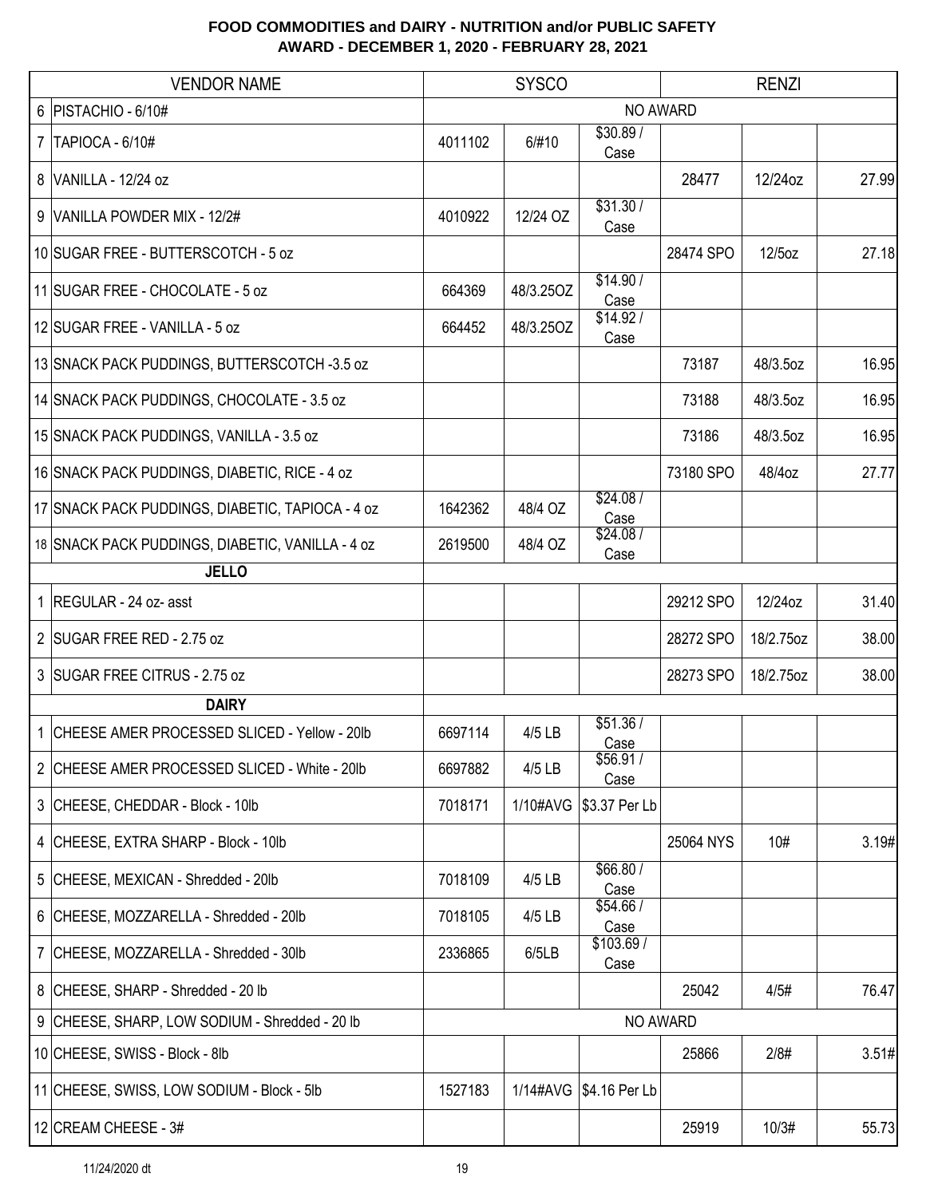**FOOD COMMODITIES and DAIRY - NUTRITION and/or PUBLIC SAFETY**
**AWARD - DECEMBER 1, 2020 - FEBRUARY 28, 2021**

| | VENDOR NAME | SYSCO | | | RENZI | | |
|---|---|---|---|---|---|---|---|
| 6 | PISTACHIO - 6/10# | NO AWARD | | | | | |
| 7 | TAPIOCA - 6/10# | 4011102 | 6/#10 | $30.89 / Case | | | |
| 8 | VANILLA - 12/24 oz | | | | 28477 | 12/24oz | 27.99 |
| 9 | VANILLA POWDER MIX - 12/2# | 4010922 | 12/24 OZ | $31.30 / Case | | | |
| 10 | SUGAR FREE - BUTTERSCOTCH - 5 oz | | | | 28474 SPO | 12/5oz | 27.18 |
| 11 | SUGAR FREE - CHOCOLATE - 5 oz | 664369 | 48/3.25OZ | $14.90 / Case | | | |
| 12 | SUGAR FREE - VANILLA - 5 oz | 664452 | 48/3.25OZ | $14.92 / Case | | | |
| 13 | SNACK PACK PUDDINGS, BUTTERSCOTCH -3.5 oz | | | | 73187 | 48/3.5oz | 16.95 |
| 14 | SNACK PACK PUDDINGS, CHOCOLATE - 3.5 oz | | | | 73188 | 48/3.5oz | 16.95 |
| 15 | SNACK PACK PUDDINGS, VANILLA - 3.5 oz | | | | 73186 | 48/3.5oz | 16.95 |
| 16 | SNACK PACK PUDDINGS, DIABETIC, RICE - 4 oz | | | | 73180 SPO | 48/4oz | 27.77 |
| 17 | SNACK PACK PUDDINGS, DIABETIC, TAPIOCA - 4 oz | 1642362 | 48/4 OZ | $24.08 / Case | | | |
| 18 | SNACK PACK PUDDINGS, DIABETIC, VANILLA - 4 oz | 2619500 | 48/4 OZ | $24.08 / Case | | | |
| | **JELLO** | | | | | | |
| 1 | REGULAR - 24 oz- asst | | | | 29212 SPO | 12/24oz | 31.40 |
| 2 | SUGAR FREE RED - 2.75 oz | | | | 28272 SPO | 18/2.75oz | 38.00 |
| 3 | SUGAR FREE CITRUS - 2.75 oz | | | | 28273 SPO | 18/2.75oz | 38.00 |
| | **DAIRY** | | | | | | |
| 1 | CHEESE AMER PROCESSED SLICED - Yellow - 20lb | 6697114 | 4/5 LB | $51.36 / Case | | | |
| 2 | CHEESE AMER PROCESSED SLICED - White - 20lb | 6697882 | 4/5 LB | $56.91 / Case | | | |
| 3 | CHEESE, CHEDDAR - Block - 10lb | 7018171 | 1/10#AVG | $3.37 Per Lb | | | |
| 4 | CHEESE, EXTRA SHARP - Block - 10lb | | | | 25064 NYS | 10# | 3.19# |
| 5 | CHEESE, MEXICAN - Shredded - 20lb | 7018109 | 4/5 LB | $66.80 / Case | | | |
| 6 | CHEESE, MOZZARELLA - Shredded - 20lb | 7018105 | 4/5 LB | $54.66 / Case | | | |
| 7 | CHEESE, MOZZARELLA - Shredded - 30lb | 2336865 | 6/5LB | $103.69 / Case | | | |
| 8 | CHEESE, SHARP - Shredded - 20 lb | | | | 25042 | 4/5# | 76.47 |
| 9 | CHEESE, SHARP, LOW SODIUM - Shredded - 20 lb | NO AWARD | | | | | |
| 10 | CHEESE, SWISS - Block - 8lb | | | | 25866 | 2/8# | 3.51# |
| 11 | CHEESE, SWISS, LOW SODIUM - Block - 5lb | 1527183 | 1/14#AVG | $4.16 Per Lb | | | |
| 12 | CREAM CHEESE - 3# | | | | 25919 | 10/3# | 55.73 |

11/24/2020 dt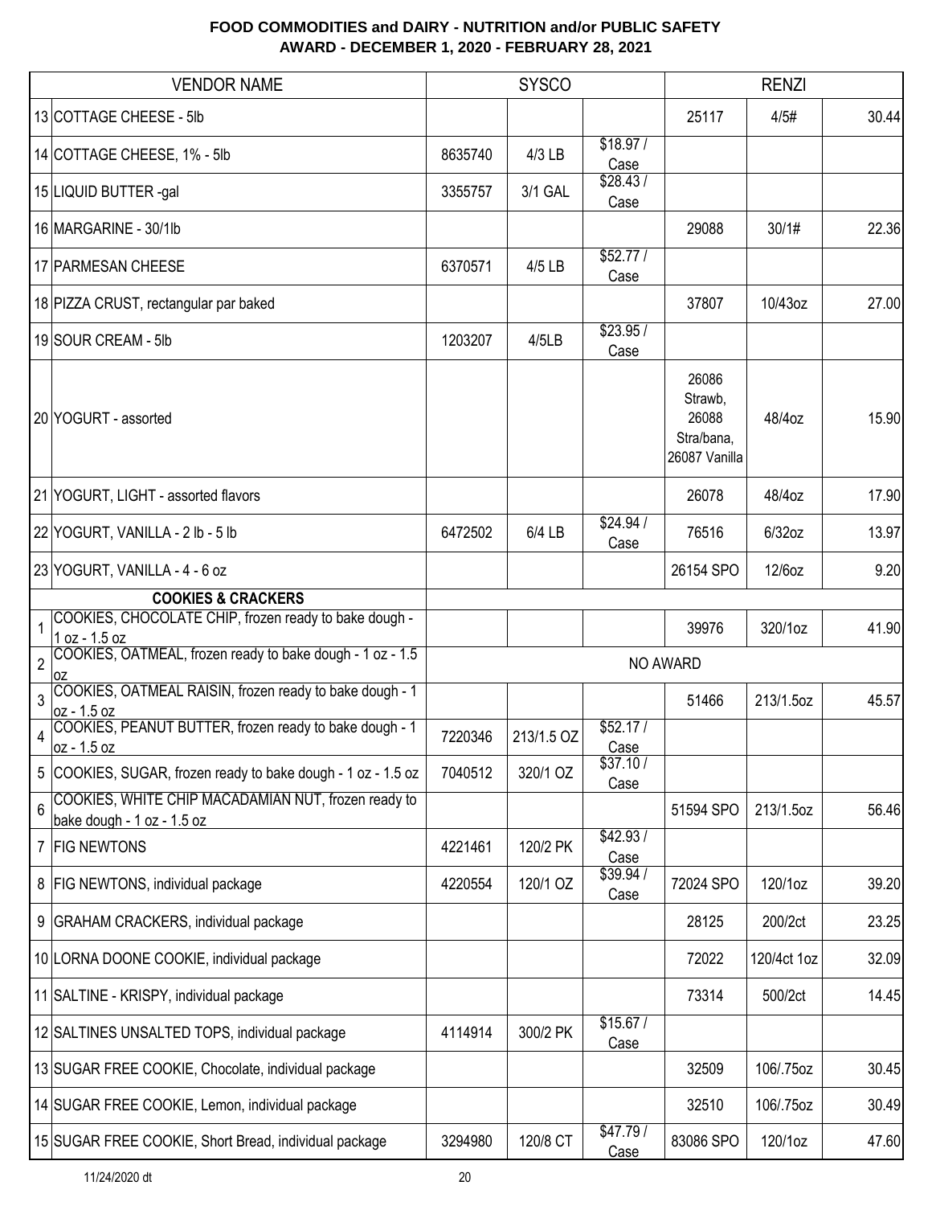**FOOD COMMODITIES and DAIRY - NUTRITION and/or PUBLIC SAFETY**
**AWARD - DECEMBER 1, 2020 - FEBRUARY 28, 2021**

| | VENDOR NAME | SYSCO | | | RENZI | | |
|---|---|---|---|---|---|---|---|
| 13 | COTTAGE CHEESE - 5lb | | | | 25117 | 4/5# | 30.44 |
| 14 | COTTAGE CHEESE, 1% - 5lb | 8635740 | 4/3 LB | $18.97 / Case | | | |
| 15 | LIQUID BUTTER -gal | 3355757 | 3/1 GAL | $28.43 / Case | | | |
| 16 | MARGARINE - 30/1lb | | | | 29088 | 30/1# | 22.36 |
| 17 | PARMESAN CHEESE | 6370571 | 4/5 LB | $52.77 / Case | | | |
| 18 | PIZZA CRUST, rectangular par baked | | | | 37807 | 10/43oz | 27.00 |
| 19 | SOUR CREAM - 5lb | 1203207 | 4/5LB | $23.95 / Case | | | |
| 20 | YOGURT - assorted | | | | 26086 Strawb, 26088 Stra/bana, 26087 Vanilla | 48/4oz | 15.90 |
| 21 | YOGURT, LIGHT - assorted flavors | | | | 26078 | 48/4oz | 17.90 |
| 22 | YOGURT, VANILLA - 2 lb - 5 lb | 6472502 | 6/4 LB | $24.94 / Case | 76516 | 6/32oz | 13.97 |
| 23 | YOGURT, VANILLA - 4 - 6 oz | | | | 26154 SPO | 12/6oz | 9.20 |
| | **COOKIES & CRACKERS** | | | | | | |
| 1 | COOKIES, CHOCOLATE CHIP, frozen ready to bake dough - 1 oz - 1.5 oz | | | | 39976 | 320/1oz | 41.90 |
| 2 | COOKIES, OATMEAL, frozen ready to bake dough - 1 oz - 1.5 oz | NO AWARD | | | | | |
| 3 | COOKIES, OATMEAL RAISIN, frozen ready to bake dough - 1 oz - 1.5 oz | | | | 51466 | 213/1.5oz | 45.57 |
| 4 | COOKIES, PEANUT BUTTER, frozen ready to bake dough - 1 oz - 1.5 oz | 7220346 | 213/1.5 OZ | $52.17 / Case | | | |
| 5 | COOKIES, SUGAR, frozen ready to bake dough - 1 oz - 1.5 oz | 7040512 | 320/1 OZ | $37.10 / Case | | | |
| 6 | COOKIES, WHITE CHIP MACADAMIAN NUT, frozen ready to bake dough - 1 oz - 1.5 oz | | | | 51594 SPO | 213/1.5oz | 56.46 |
| 7 | FIG NEWTONS | 4221461 | 120/2 PK | $42.93 / Case | | | |
| 8 | FIG NEWTONS, individual package | 4220554 | 120/1 OZ | $39.94 / Case | 72024 SPO | 120/1oz | 39.20 |
| 9 | GRAHAM CRACKERS, individual package | | | | 28125 | 200/2ct | 23.25 |
| 10 | LORNA DOONE COOKIE, individual package | | | | 72022 | 120/4ct 1oz | 32.09 |
| 11 | SALTINE - KRISPY, individual package | | | | 73314 | 500/2ct | 14.45 |
| 12 | SALTINES UNSALTED TOPS, individual package | 4114914 | 300/2 PK | $15.67 / Case | | | |
| 13 | SUGAR FREE COOKIE, Chocolate, individual package | | | | 32509 | 106/.75oz | 30.45 |
| 14 | SUGAR FREE COOKIE, Lemon, individual package | | | | 32510 | 106/.75oz | 30.49 |
| 15 | SUGAR FREE COOKIE, Short Bread, individual package | 3294980 | 120/8 CT | $47.79 / Case | 83086 SPO | 120/1oz | 47.60 |

11/24/2020 dt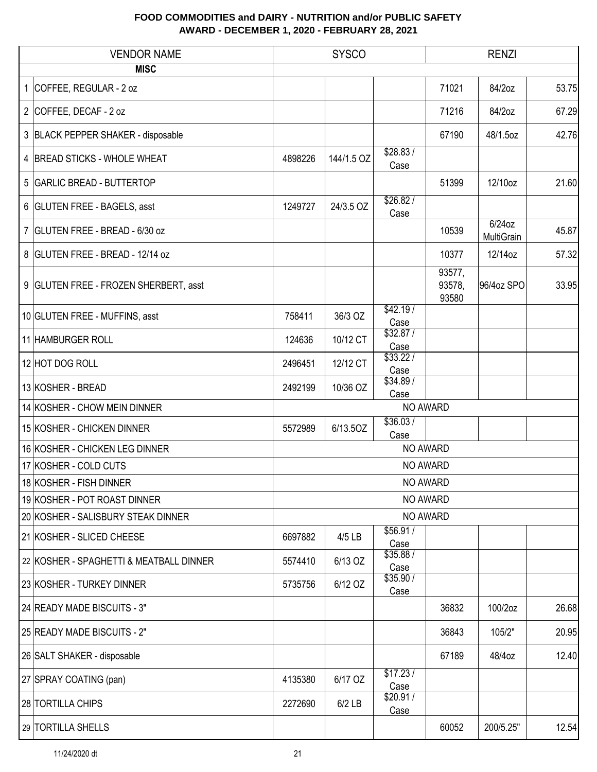**FOOD COMMODITIES and DAIRY - NUTRITION and/or PUBLIC SAFETY**
**AWARD - DECEMBER 1, 2020 - FEBRUARY 28, 2021**

| | VENDOR NAME | SYSCO | | | RENZI | | |
|---|---|---|---|---|---|---|---|
| | **MISC** | | | | | | |
| 1 | COFFEE, REGULAR - 2 oz | | | | 71021 | 84/2oz | 53.75 |
| 2 | COFFEE, DECAF - 2 oz | | | | 71216 | 84/2oz | 67.29 |
| 3 | BLACK PEPPER SHAKER - disposable | | | | 67190 | 48/1.5oz | 42.76 |
| 4 | BREAD STICKS - WHOLE WHEAT | 4898226 | 144/1.5 OZ | $28.83 / Case | | | |
| 5 | GARLIC BREAD - BUTTERTOP | | | | 51399 | 12/10oz | 21.60 |
| 6 | GLUTEN FREE - BAGELS, asst | 1249727 | 24/3.5 OZ | $26.82 / Case | | | |
| 7 | GLUTEN FREE - BREAD - 6/30 oz | | | | 10539 | 6/24oz MultiGrain | 45.87 |
| 8 | GLUTEN FREE - BREAD - 12/14 oz | | | | 10377 | 12/14oz | 57.32 |
| 9 | GLUTEN FREE - FROZEN SHERBERT, asst | | | | 93577, 93578, 93580 | 96/4oz SPO | 33.95 |
| 10 | GLUTEN FREE - MUFFINS, asst | 758411 | 36/3 OZ | $42.19 / Case | | | |
| 11 | HAMBURGER ROLL | 124636 | 10/12 CT | $32.87 / Case | | | |
| 12 | HOT DOG ROLL | 2496451 | 12/12 CT | $33.22 / Case | | | |
| 13 | KOSHER - BREAD | 2492199 | 10/36 OZ | $34.89 / Case | | | |
| 14 | KOSHER - CHOW MEIN DINNER | NO AWARD | | | | | |
| 15 | KOSHER - CHICKEN DINNER | 5572989 | 6/13.5OZ | $36.03 / Case | | | |
| 16 | KOSHER - CHICKEN LEG DINNER | NO AWARD | | | | | |
| 17 | KOSHER - COLD CUTS | NO AWARD | | | | | |
| 18 | KOSHER - FISH DINNER | NO AWARD | | | | | |
| 19 | KOSHER - POT ROAST DINNER | NO AWARD | | | | | |
| 20 | KOSHER - SALISBURY STEAK DINNER | NO AWARD | | | | | |
| 21 | KOSHER - SLICED CHEESE | 6697882 | 4/5 LB | $56.91 / Case | | | |
| 22 | KOSHER - SPAGHETTI & MEATBALL DINNER | 5574410 | 6/13 OZ | $35.88 / Case | | | |
| 23 | KOSHER - TURKEY DINNER | 5735756 | 6/12 OZ | $35.90 / Case | | | |
| 24 | READY MADE BISCUITS - 3" | | | | 36832 | 100/2oz | 26.68 |
| 25 | READY MADE BISCUITS - 2" | | | | 36843 | 105/2" | 20.95 |
| 26 | SALT SHAKER - disposable | | | | 67189 | 48/4oz | 12.40 |
| 27 | SPRAY COATING (pan) | 4135380 | 6/17 OZ | $17.23 / Case | | | |
| 28 | TORTILLA CHIPS | 2272690 | 6/2 LB | $20.91 / Case | | | |
| 29 | TORTILLA SHELLS | | | | 60052 | 200/5.25" | 12.54 |

11/24/2020 dt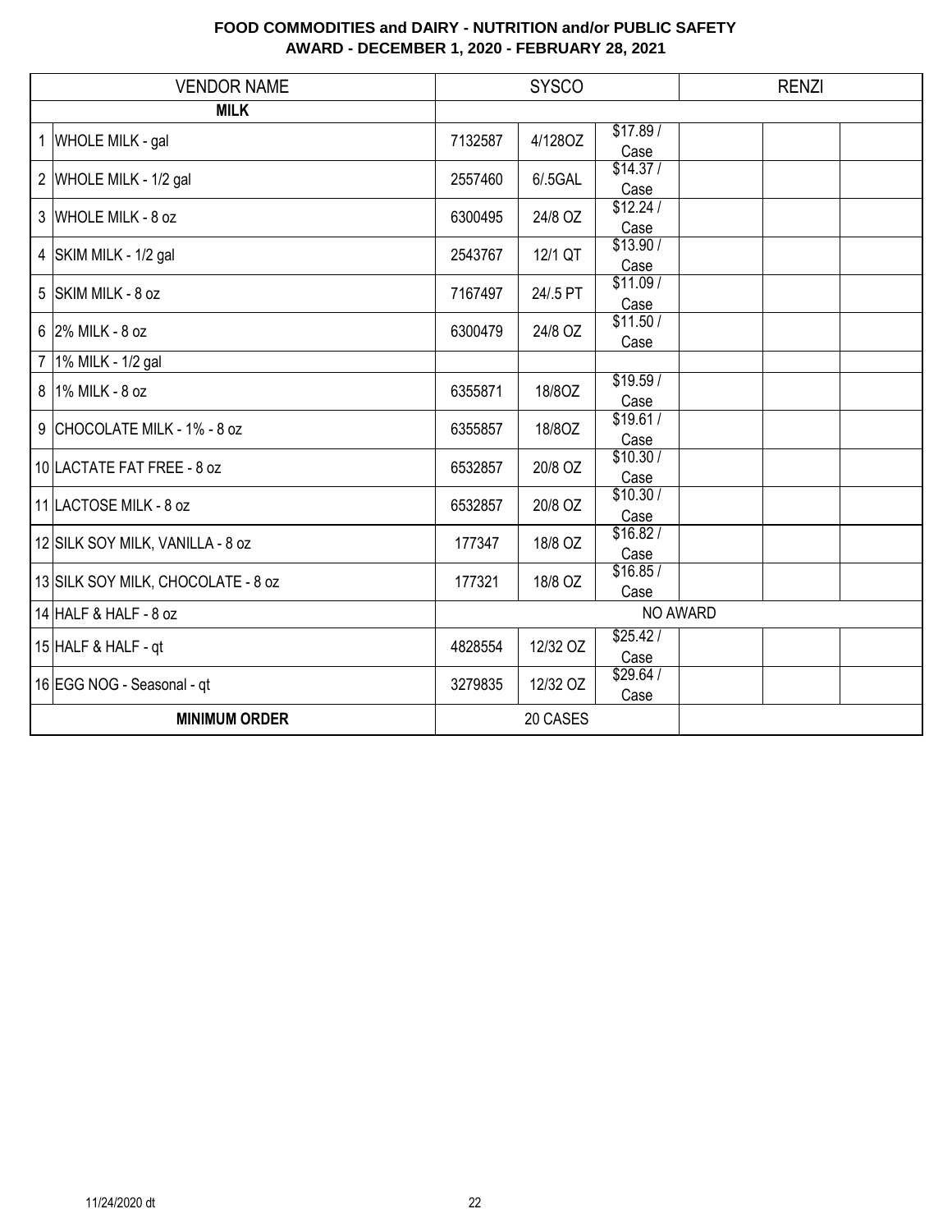**FOOD COMMODITIES and DAIRY - NUTRITION and/or PUBLIC SAFETY**
**AWARD - DECEMBER 1, 2020 - FEBRUARY 28, 2021**

| | VENDOR NAME | SYSCO | | | RENZI | | |
|---|---|---|---|---|---|---|---|
| | **MILK** | | | | | | |
| 1 | WHOLE MILK - gal | 7132587 | 4/128OZ | $17.89 / Case | | | |
| 2 | WHOLE MILK - 1/2 gal | 2557460 | 6/.5GAL | $14.37 / Case | | | |
| 3 | WHOLE MILK - 8 oz | 6300495 | 24/8 OZ | $12.24 / Case | | | |
| 4 | SKIM MILK - 1/2 gal | 2543767 | 12/1 QT | $13.90 / Case | | | |
| 5 | SKIM MILK - 8 oz | 7167497 | 24/.5 PT | $11.09 / Case | | | |
| 6 | 2% MILK - 8 oz | 6300479 | 24/8 OZ | $11.50 / Case | | | |
| 7 | 1% MILK - 1/2 gal | | | | | | |
| 8 | 1% MILK - 8 oz | 6355871 | 18/8OZ | $19.59 / Case | | | |
| 9 | CHOCOLATE MILK - 1% - 8 oz | 6355857 | 18/8OZ | $19.61 / Case | | | |
| 10 | LACTATE FAT FREE - 8 oz | 6532857 | 20/8 OZ | $10.30 / Case | | | |
| 11 | LACTOSE MILK - 8 oz | 6532857 | 20/8 OZ | $10.30 / Case | | | |
| 12 | SILK SOY MILK, VANILLA - 8 oz | 177347 | 18/8 OZ | $16.82 / Case | | | |
| 13 | SILK SOY MILK, CHOCOLATE - 8 oz | 177321 | 18/8 OZ | $16.85 / Case | | | |
| 14 | HALF & HALF - 8 oz | NO AWARD | | | | | |
| 15 | HALF & HALF - qt | 4828554 | 12/32 OZ | $25.42 / Case | | | |
| 16 | EGG NOG - Seasonal - qt | 3279835 | 12/32 OZ | $29.64 / Case | | | |
| | **MINIMUM ORDER** | 20 CASES | | | | | |

11/24/2020 dt